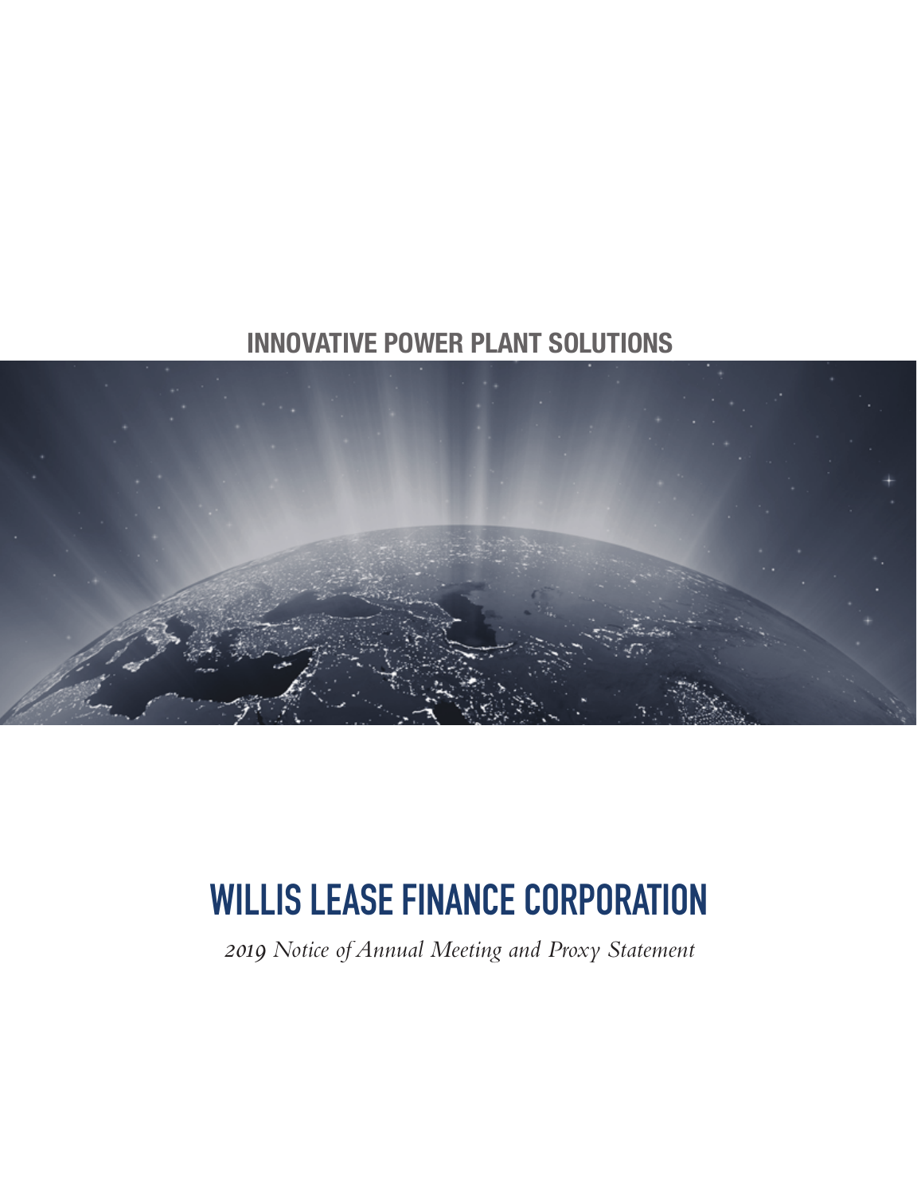INNOVATIVE POWER PLANT SOLUTIONS

# WILLIS LEASE FINANCE CORPORATION

*2019 Notice of Annual Meeting and Proxy Statement*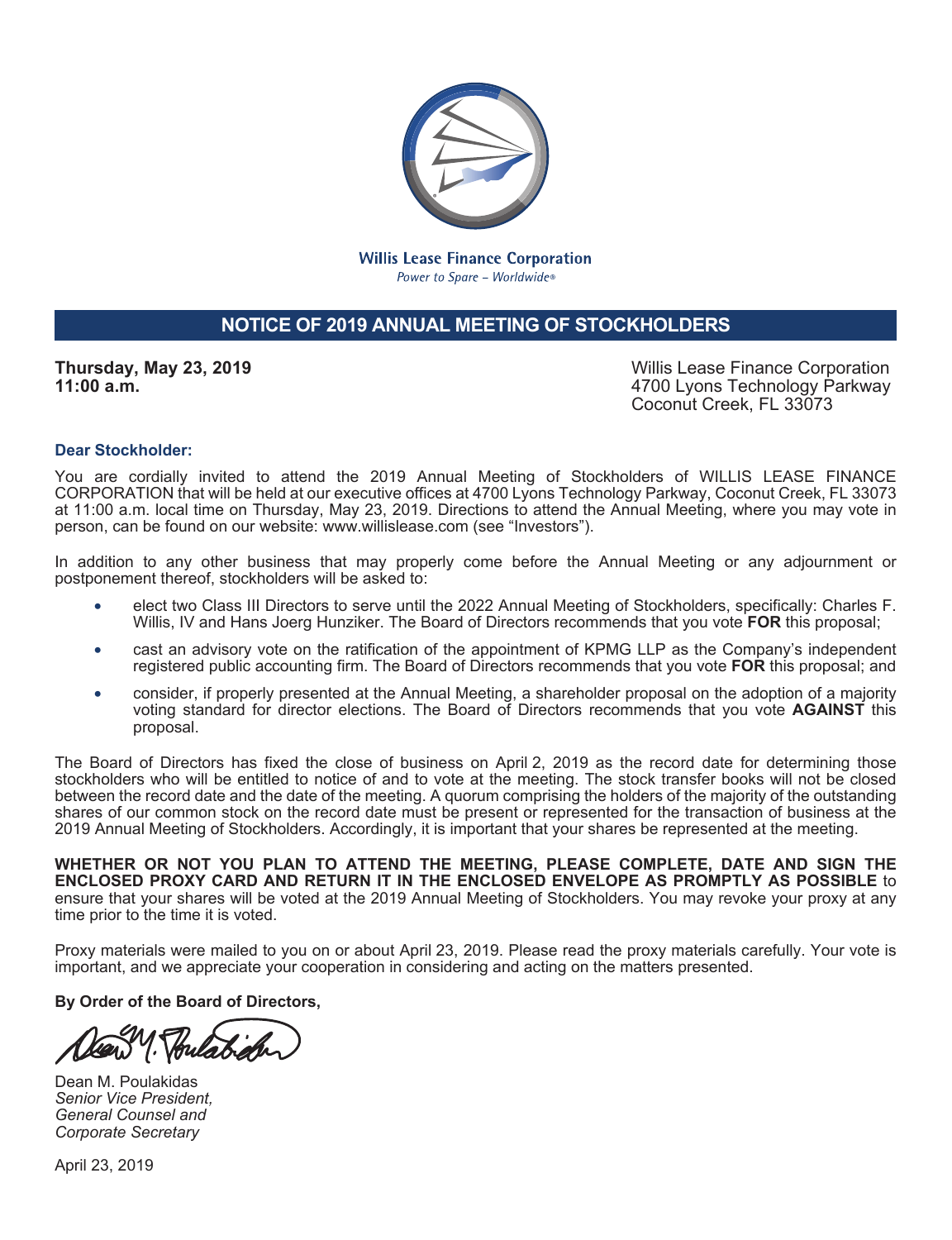**Willis Lease Finance Corporation**
*Power to Spare – Worldwide®*

# NOTICE OF 2019 ANNUAL MEETING OF STOCKHOLDERS

**Thursday, May 23, 2019**
**11:00 a.m.**

Willis Lease Finance Corporation
4700 Lyons Technology Parkway
Coconut Creek, FL 33073

**Dear Stockholder:**

You are cordially invited to attend the 2019 Annual Meeting of Stockholders of WILLIS LEASE FINANCE CORPORATION that will be held at our executive offices at 4700 Lyons Technology Parkway, Coconut Creek, FL 33073 at 11:00 a.m. local time on Thursday, May 23, 2019. Directions to attend the Annual Meeting, where you may vote in person, can be found on our website: www.willislease.com (see "Investors").

In addition to any other business that may properly come before the Annual Meeting or any adjournment or postponement thereof, stockholders will be asked to:

- elect two Class III Directors to serve until the 2022 Annual Meeting of Stockholders, specifically: Charles F. Willis, IV and Hans Joerg Hunziker. The Board of Directors recommends that you vote **FOR** this proposal;
- cast an advisory vote on the ratification of the appointment of KPMG LLP as the Company's independent registered public accounting firm. The Board of Directors recommends that you vote **FOR** this proposal; and
- consider, if properly presented at the Annual Meeting, a shareholder proposal on the adoption of a majority voting standard for director elections. The Board of Directors recommends that you vote **AGAINST** this proposal.

The Board of Directors has fixed the close of business on April 2, 2019 as the record date for determining those stockholders who will be entitled to notice of and to vote at the meeting. The stock transfer books will not be closed between the record date and the date of the meeting. A quorum comprising the holders of the majority of the outstanding shares of our common stock on the record date must be present or represented for the transaction of business at the 2019 Annual Meeting of Stockholders. Accordingly, it is important that your shares be represented at the meeting.

**WHETHER OR NOT YOU PLAN TO ATTEND THE MEETING, PLEASE COMPLETE, DATE AND SIGN THE ENCLOSED PROXY CARD AND RETURN IT IN THE ENCLOSED ENVELOPE AS PROMPTLY AS POSSIBLE** to ensure that your shares will be voted at the 2019 Annual Meeting of Stockholders. You may revoke your proxy at any time prior to the time it is voted.

Proxy materials were mailed to you on or about April 23, 2019. Please read the proxy materials carefully. Your vote is important, and we appreciate your cooperation in considering and acting on the matters presented.

**By Order of the Board of Directors,**

Dean M. Poulakidas
*Senior Vice President,*
*General Counsel and*
*Corporate Secretary*

April 23, 2019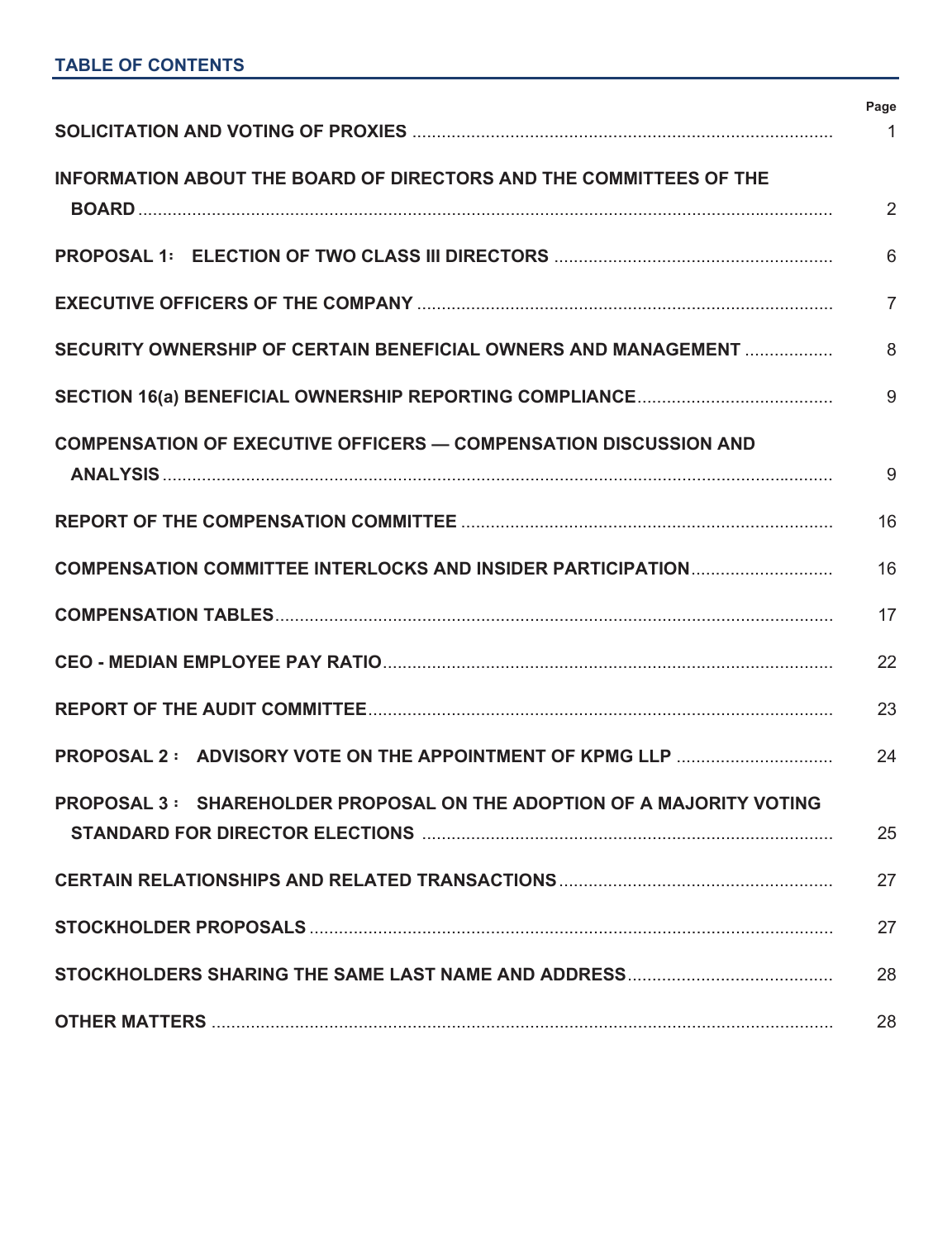## TABLE OF CONTENTS

| | Page |
|---|---|
| **SOLICITATION AND VOTING OF PROXIES** | 1 |
| **INFORMATION ABOUT THE BOARD OF DIRECTORS AND THE COMMITTEES OF THE BOARD** | 2 |
| **PROPOSAL 1: ELECTION OF TWO CLASS III DIRECTORS** | 6 |
| **EXECUTIVE OFFICERS OF THE COMPANY** | 7 |
| **SECURITY OWNERSHIP OF CERTAIN BENEFICIAL OWNERS AND MANAGEMENT** | 8 |
| **SECTION 16(a) BENEFICIAL OWNERSHIP REPORTING COMPLIANCE** | 9 |
| **COMPENSATION OF EXECUTIVE OFFICERS — COMPENSATION DISCUSSION AND ANALYSIS** | 9 |
| **REPORT OF THE COMPENSATION COMMITTEE** | 16 |
| **COMPENSATION COMMITTEE INTERLOCKS AND INSIDER PARTICIPATION** | 16 |
| **COMPENSATION TABLES** | 17 |
| **CEO - MEDIAN EMPLOYEE PAY RATIO** | 22 |
| **REPORT OF THE AUDIT COMMITTEE** | 23 |
| **PROPOSAL 2: ADVISORY VOTE ON THE APPOINTMENT OF KPMG LLP** | 24 |
| **PROPOSAL 3: SHAREHOLDER PROPOSAL ON THE ADOPTION OF A MAJORITY VOTING STANDARD FOR DIRECTOR ELECTIONS** | 25 |
| **CERTAIN RELATIONSHIPS AND RELATED TRANSACTIONS** | 27 |
| **STOCKHOLDER PROPOSALS** | 27 |
| **STOCKHOLDERS SHARING THE SAME LAST NAME AND ADDRESS** | 28 |
| **OTHER MATTERS** | 28 |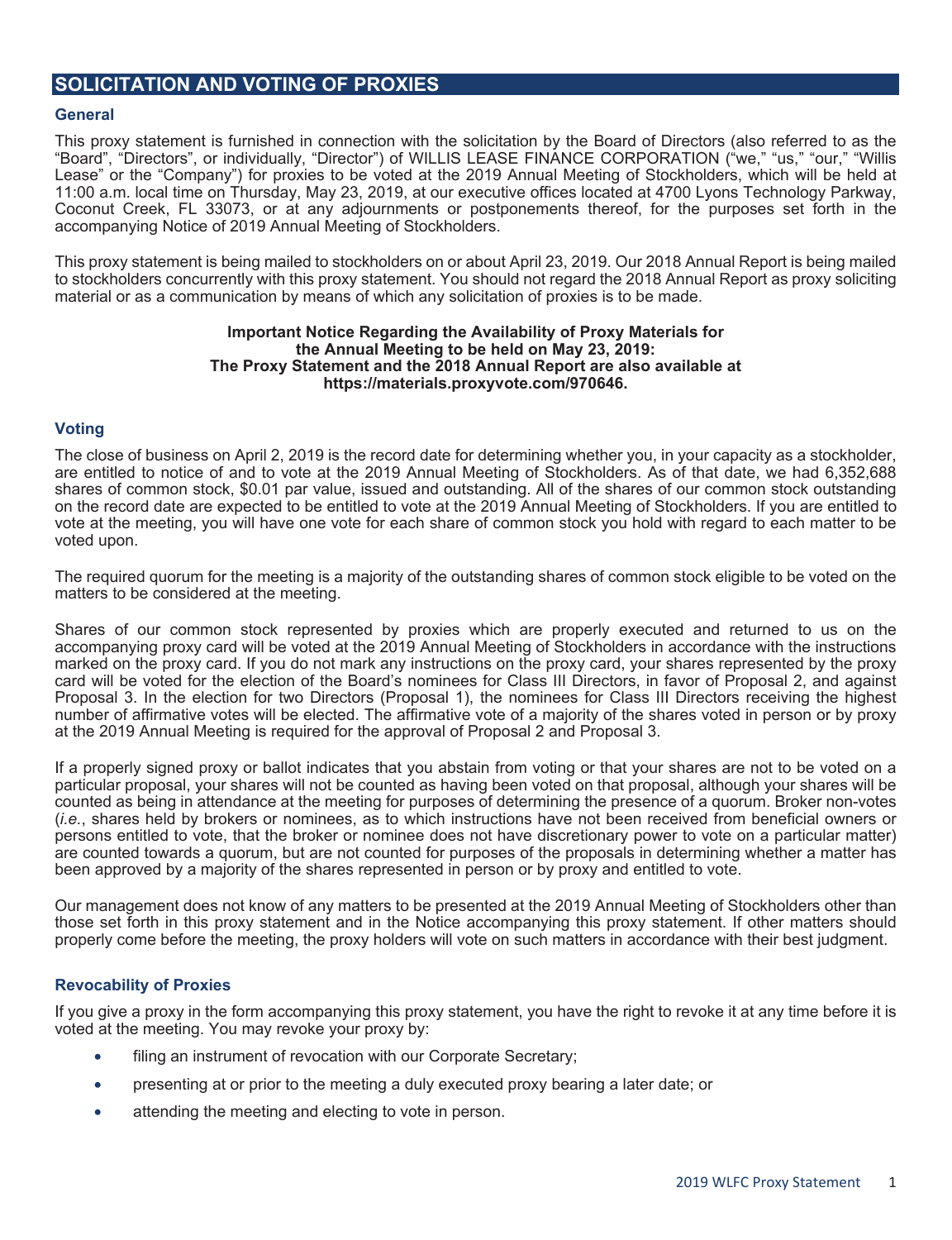## SOLICITATION AND VOTING OF PROXIES

### General

This proxy statement is furnished in connection with the solicitation by the Board of Directors (also referred to as the "Board", "Directors", or individually, "Director") of WILLIS LEASE FINANCE CORPORATION ("we," "us," "our," "Willis Lease" or the "Company") for proxies to be voted at the 2019 Annual Meeting of Stockholders, which will be held at 11:00 a.m. local time on Thursday, May 23, 2019, at our executive offices located at 4700 Lyons Technology Parkway, Coconut Creek, FL 33073, or at any adjournments or postponements thereof, for the purposes set forth in the accompanying Notice of 2019 Annual Meeting of Stockholders.

This proxy statement is being mailed to stockholders on or about April 23, 2019. Our 2018 Annual Report is being mailed to stockholders concurrently with this proxy statement. You should not regard the 2018 Annual Report as proxy soliciting material or as a communication by means of which any solicitation of proxies is to be made.

**Important Notice Regarding the Availability of Proxy Materials for the Annual Meeting to be held on May 23, 2019: The Proxy Statement and the 2018 Annual Report are also available at https://materials.proxyvote.com/970646.**

### Voting

The close of business on April 2, 2019 is the record date for determining whether you, in your capacity as a stockholder, are entitled to notice of and to vote at the 2019 Annual Meeting of Stockholders. As of that date, we had 6,352,688 shares of common stock, $0.01 par value, issued and outstanding. All of the shares of our common stock outstanding on the record date are expected to be entitled to vote at the 2019 Annual Meeting of Stockholders. If you are entitled to vote at the meeting, you will have one vote for each share of common stock you hold with regard to each matter to be voted upon.

The required quorum for the meeting is a majority of the outstanding shares of common stock eligible to be voted on the matters to be considered at the meeting.

Shares of our common stock represented by proxies which are properly executed and returned to us on the accompanying proxy card will be voted at the 2019 Annual Meeting of Stockholders in accordance with the instructions marked on the proxy card. If you do not mark any instructions on the proxy card, your shares represented by the proxy card will be voted for the election of the Board's nominees for Class III Directors, in favor of Proposal 2, and against Proposal 3. In the election for two Directors (Proposal 1), the nominees for Class III Directors receiving the highest number of affirmative votes will be elected. The affirmative vote of a majority of the shares voted in person or by proxy at the 2019 Annual Meeting is required for the approval of Proposal 2 and Proposal 3.

If a properly signed proxy or ballot indicates that you abstain from voting or that your shares are not to be voted on a particular proposal, your shares will not be counted as having been voted on that proposal, although your shares will be counted as being in attendance at the meeting for purposes of determining the presence of a quorum. Broker non-votes (*i.e.*, shares held by brokers or nominees, as to which instructions have not been received from beneficial owners or persons entitled to vote, that the broker or nominee does not have discretionary power to vote on a particular matter) are counted towards a quorum, but are not counted for purposes of the proposals in determining whether a matter has been approved by a majority of the shares represented in person or by proxy and entitled to vote.

Our management does not know of any matters to be presented at the 2019 Annual Meeting of Stockholders other than those set forth in this proxy statement and in the Notice accompanying this proxy statement. If other matters should properly come before the meeting, the proxy holders will vote on such matters in accordance with their best judgment.

### Revocability of Proxies

If you give a proxy in the form accompanying this proxy statement, you have the right to revoke it at any time before it is voted at the meeting. You may revoke your proxy by:

- filing an instrument of revocation with our Corporate Secretary;
- presenting at or prior to the meeting a duly executed proxy bearing a later date; or
- attending the meeting and electing to vote in person.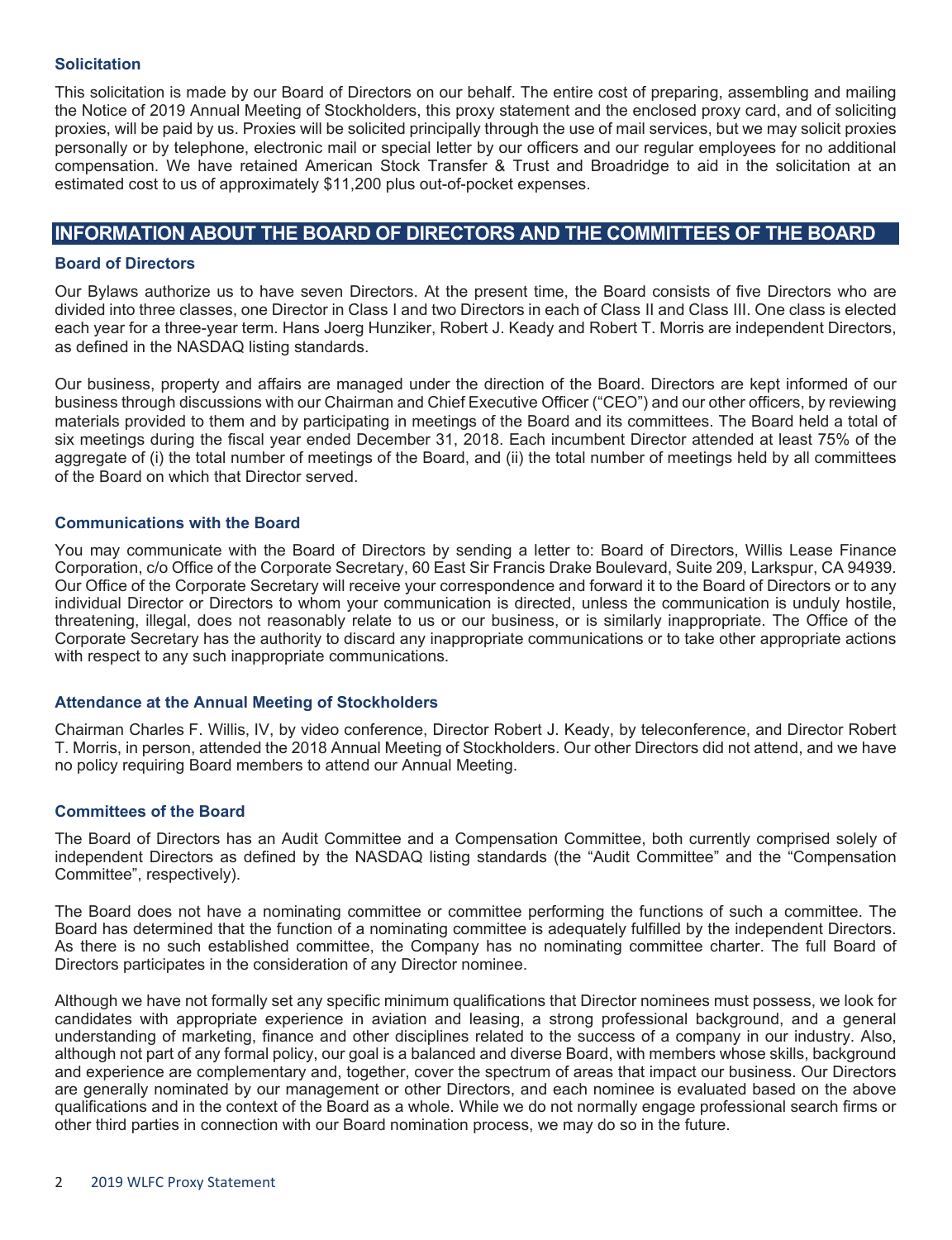### Solicitation

This solicitation is made by our Board of Directors on our behalf. The entire cost of preparing, assembling and mailing the Notice of 2019 Annual Meeting of Stockholders, this proxy statement and the enclosed proxy card, and of soliciting proxies, will be paid by us. Proxies will be solicited principally through the use of mail services, but we may solicit proxies personally or by telephone, electronic mail or special letter by our officers and our regular employees for no additional compensation. We have retained American Stock Transfer & Trust and Broadridge to aid in the solicitation at an estimated cost to us of approximately $11,200 plus out-of-pocket expenses.

## INFORMATION ABOUT THE BOARD OF DIRECTORS AND THE COMMITTEES OF THE BOARD

### Board of Directors

Our Bylaws authorize us to have seven Directors. At the present time, the Board consists of five Directors who are divided into three classes, one Director in Class I and two Directors in each of Class II and Class III. One class is elected each year for a three-year term. Hans Joerg Hunziker, Robert J. Keady and Robert T. Morris are independent Directors, as defined in the NASDAQ listing standards.

Our business, property and affairs are managed under the direction of the Board. Directors are kept informed of our business through discussions with our Chairman and Chief Executive Officer ("CEO") and our other officers, by reviewing materials provided to them and by participating in meetings of the Board and its committees. The Board held a total of six meetings during the fiscal year ended December 31, 2018. Each incumbent Director attended at least 75% of the aggregate of (i) the total number of meetings of the Board, and (ii) the total number of meetings held by all committees of the Board on which that Director served.

### Communications with the Board

You may communicate with the Board of Directors by sending a letter to: Board of Directors, Willis Lease Finance Corporation, c/o Office of the Corporate Secretary, 60 East Sir Francis Drake Boulevard, Suite 209, Larkspur, CA 94939. Our Office of the Corporate Secretary will receive your correspondence and forward it to the Board of Directors or to any individual Director or Directors to whom your communication is directed, unless the communication is unduly hostile, threatening, illegal, does not reasonably relate to us or our business, or is similarly inappropriate. The Office of the Corporate Secretary has the authority to discard any inappropriate communications or to take other appropriate actions with respect to any such inappropriate communications.

### Attendance at the Annual Meeting of Stockholders

Chairman Charles F. Willis, IV, by video conference, Director Robert J. Keady, by teleconference, and Director Robert T. Morris, in person, attended the 2018 Annual Meeting of Stockholders. Our other Directors did not attend, and we have no policy requiring Board members to attend our Annual Meeting.

### Committees of the Board

The Board of Directors has an Audit Committee and a Compensation Committee, both currently comprised solely of independent Directors as defined by the NASDAQ listing standards (the "Audit Committee" and the "Compensation Committee", respectively).

The Board does not have a nominating committee or committee performing the functions of such a committee. The Board has determined that the function of a nominating committee is adequately fulfilled by the independent Directors. As there is no such established committee, the Company has no nominating committee charter. The full Board of Directors participates in the consideration of any Director nominee.

Although we have not formally set any specific minimum qualifications that Director nominees must possess, we look for candidates with appropriate experience in aviation and leasing, a strong professional background, and a general understanding of marketing, finance and other disciplines related to the success of a company in our industry. Also, although not part of any formal policy, our goal is a balanced and diverse Board, with members whose skills, background and experience are complementary and, together, cover the spectrum of areas that impact our business. Our Directors are generally nominated by our management or other Directors, and each nominee is evaluated based on the above qualifications and in the context of the Board as a whole. While we do not normally engage professional search firms or other third parties in connection with our Board nomination process, we may do so in the future.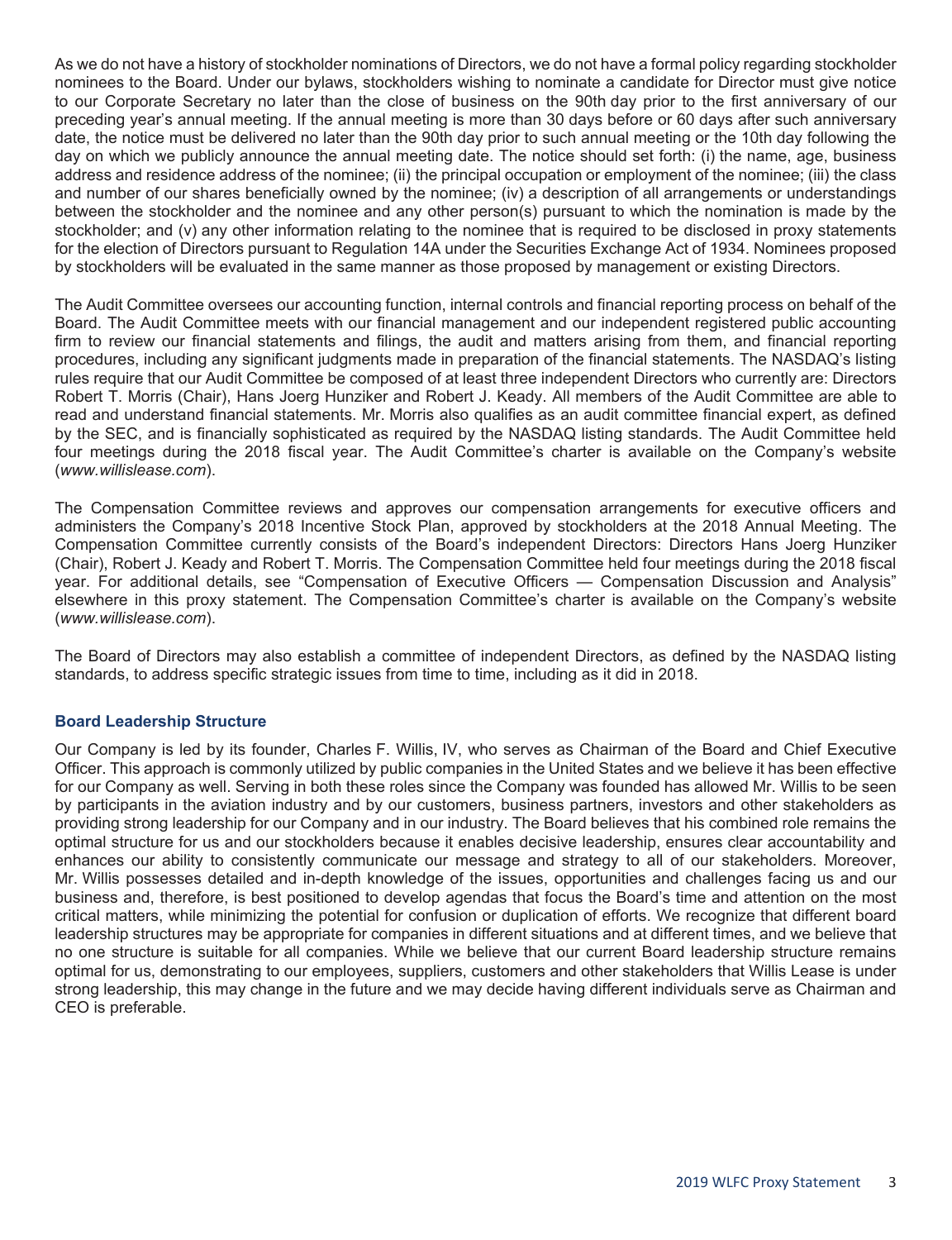As we do not have a history of stockholder nominations of Directors, we do not have a formal policy regarding stockholder nominees to the Board. Under our bylaws, stockholders wishing to nominate a candidate for Director must give notice to our Corporate Secretary no later than the close of business on the 90th day prior to the first anniversary of our preceding year's annual meeting. If the annual meeting is more than 30 days before or 60 days after such anniversary date, the notice must be delivered no later than the 90th day prior to such annual meeting or the 10th day following the day on which we publicly announce the annual meeting date. The notice should set forth: (i) the name, age, business address and residence address of the nominee; (ii) the principal occupation or employment of the nominee; (iii) the class and number of our shares beneficially owned by the nominee; (iv) a description of all arrangements or understandings between the stockholder and the nominee and any other person(s) pursuant to which the nomination is made by the stockholder; and (v) any other information relating to the nominee that is required to be disclosed in proxy statements for the election of Directors pursuant to Regulation 14A under the Securities Exchange Act of 1934. Nominees proposed by stockholders will be evaluated in the same manner as those proposed by management or existing Directors.

The Audit Committee oversees our accounting function, internal controls and financial reporting process on behalf of the Board. The Audit Committee meets with our financial management and our independent registered public accounting firm to review our financial statements and filings, the audit and matters arising from them, and financial reporting procedures, including any significant judgments made in preparation of the financial statements. The NASDAQ's listing rules require that our Audit Committee be composed of at least three independent Directors who currently are: Directors Robert T. Morris (Chair), Hans Joerg Hunziker and Robert J. Keady. All members of the Audit Committee are able to read and understand financial statements. Mr. Morris also qualifies as an audit committee financial expert, as defined by the SEC, and is financially sophisticated as required by the NASDAQ listing standards. The Audit Committee held four meetings during the 2018 fiscal year. The Audit Committee's charter is available on the Company's website (*www.willislease.com*).

The Compensation Committee reviews and approves our compensation arrangements for executive officers and administers the Company's 2018 Incentive Stock Plan, approved by stockholders at the 2018 Annual Meeting. The Compensation Committee currently consists of the Board's independent Directors: Directors Hans Joerg Hunziker (Chair), Robert J. Keady and Robert T. Morris. The Compensation Committee held four meetings during the 2018 fiscal year. For additional details, see "Compensation of Executive Officers — Compensation Discussion and Analysis" elsewhere in this proxy statement. The Compensation Committee's charter is available on the Company's website (*www.willislease.com*).

The Board of Directors may also establish a committee of independent Directors, as defined by the NASDAQ listing standards, to address specific strategic issues from time to time, including as it did in 2018.

### Board Leadership Structure

Our Company is led by its founder, Charles F. Willis, IV, who serves as Chairman of the Board and Chief Executive Officer. This approach is commonly utilized by public companies in the United States and we believe it has been effective for our Company as well. Serving in both these roles since the Company was founded has allowed Mr. Willis to be seen by participants in the aviation industry and by our customers, business partners, investors and other stakeholders as providing strong leadership for our Company and in our industry. The Board believes that his combined role remains the optimal structure for us and our stockholders because it enables decisive leadership, ensures clear accountability and enhances our ability to consistently communicate our message and strategy to all of our stakeholders. Moreover, Mr. Willis possesses detailed and in-depth knowledge of the issues, opportunities and challenges facing us and our business and, therefore, is best positioned to develop agendas that focus the Board's time and attention on the most critical matters, while minimizing the potential for confusion or duplication of efforts. We recognize that different board leadership structures may be appropriate for companies in different situations and at different times, and we believe that no one structure is suitable for all companies. While we believe that our current Board leadership structure remains optimal for us, demonstrating to our employees, suppliers, customers and other stakeholders that Willis Lease is under strong leadership, this may change in the future and we may decide having different individuals serve as Chairman and CEO is preferable.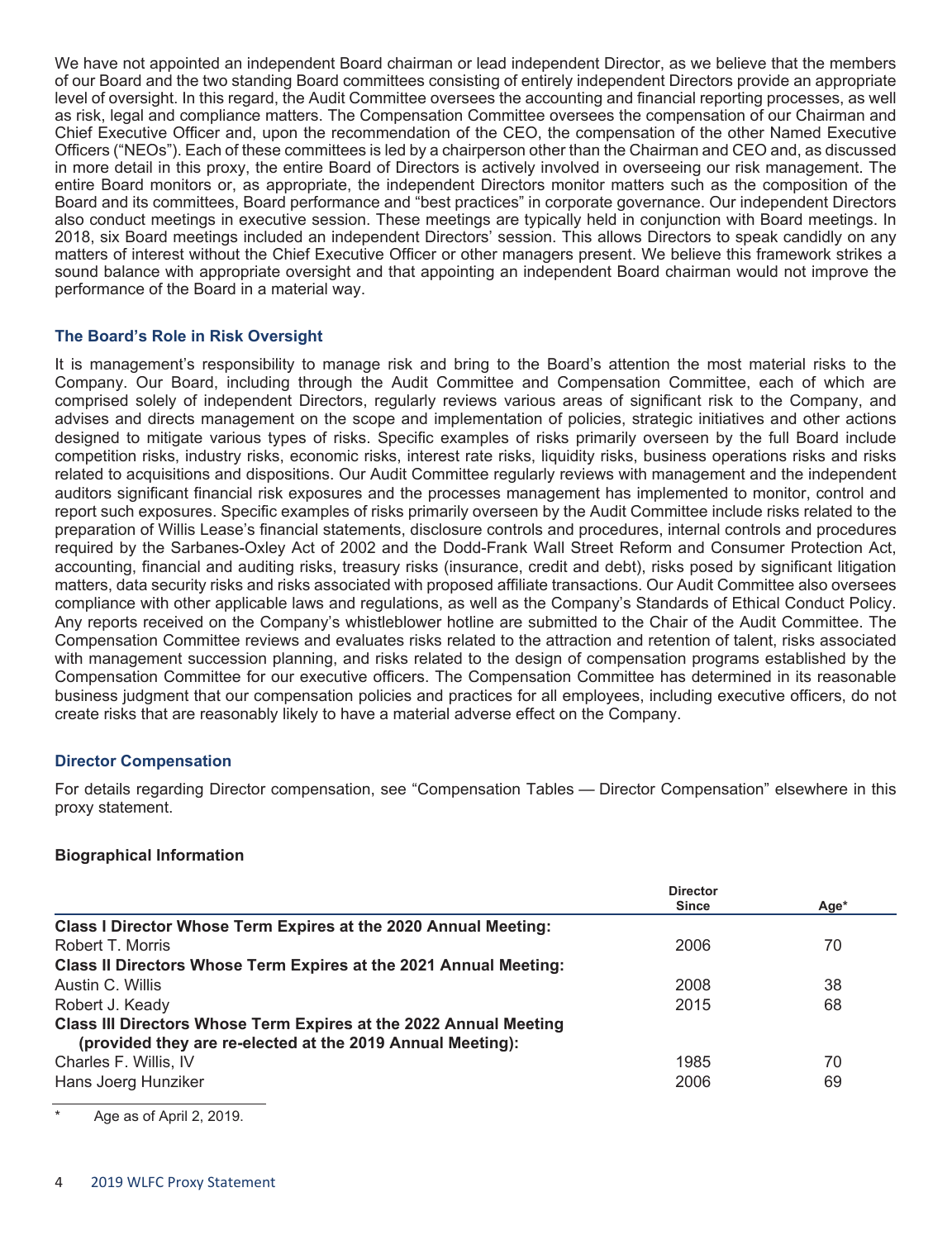We have not appointed an independent Board chairman or lead independent Director, as we believe that the members of our Board and the two standing Board committees consisting of entirely independent Directors provide an appropriate level of oversight. In this regard, the Audit Committee oversees the accounting and financial reporting processes, as well as risk, legal and compliance matters. The Compensation Committee oversees the compensation of our Chairman and Chief Executive Officer and, upon the recommendation of the CEO, the compensation of the other Named Executive Officers ("NEOs"). Each of these committees is led by a chairperson other than the Chairman and CEO and, as discussed in more detail in this proxy, the entire Board of Directors is actively involved in overseeing our risk management. The entire Board monitors or, as appropriate, the independent Directors monitor matters such as the composition of the Board and its committees, Board performance and "best practices" in corporate governance. Our independent Directors also conduct meetings in executive session. These meetings are typically held in conjunction with Board meetings. In 2018, six Board meetings included an independent Directors' session. This allows Directors to speak candidly on any matters of interest without the Chief Executive Officer or other managers present. We believe this framework strikes a sound balance with appropriate oversight and that appointing an independent Board chairman would not improve the performance of the Board in a material way.

### The Board's Role in Risk Oversight

It is management's responsibility to manage risk and bring to the Board's attention the most material risks to the Company. Our Board, including through the Audit Committee and Compensation Committee, each of which are comprised solely of independent Directors, regularly reviews various areas of significant risk to the Company, and advises and directs management on the scope and implementation of policies, strategic initiatives and other actions designed to mitigate various types of risks. Specific examples of risks primarily overseen by the full Board include competition risks, industry risks, economic risks, interest rate risks, liquidity risks, business operations risks and risks related to acquisitions and dispositions. Our Audit Committee regularly reviews with management and the independent auditors significant financial risk exposures and the processes management has implemented to monitor, control and report such exposures. Specific examples of risks primarily overseen by the Audit Committee include risks related to the preparation of Willis Lease's financial statements, disclosure controls and procedures, internal controls and procedures required by the Sarbanes-Oxley Act of 2002 and the Dodd-Frank Wall Street Reform and Consumer Protection Act, accounting, financial and auditing risks, treasury risks (insurance, credit and debt), risks posed by significant litigation matters, data security risks and risks associated with proposed affiliate transactions. Our Audit Committee also oversees compliance with other applicable laws and regulations, as well as the Company's Standards of Ethical Conduct Policy. Any reports received on the Company's whistleblower hotline are submitted to the Chair of the Audit Committee. The Compensation Committee reviews and evaluates risks related to the attraction and retention of talent, risks associated with management succession planning, and risks related to the design of compensation programs established by the Compensation Committee for our executive officers. The Compensation Committee has determined in its reasonable business judgment that our compensation policies and practices for all employees, including executive officers, do not create risks that are reasonably likely to have a material adverse effect on the Company.

### Director Compensation

For details regarding Director compensation, see "Compensation Tables — Director Compensation" elsewhere in this proxy statement.

### Biographical Information

| | Director Since | Age* |
|---|---|---|
| **Class I Director Whose Term Expires at the 2020 Annual Meeting:** | | |
| Robert T. Morris | 2006 | 70 |
| **Class II Directors Whose Term Expires at the 2021 Annual Meeting:** | | |
| Austin C. Willis | 2008 | 38 |
| Robert J. Keady | 2015 | 68 |
| **Class III Directors Whose Term Expires at the 2022 Annual Meeting (provided they are re-elected at the 2019 Annual Meeting):** | | |
| Charles F. Willis, IV | 1985 | 70 |
| Hans Joerg Hunziker | 2006 | 69 |

\* Age as of April 2, 2019.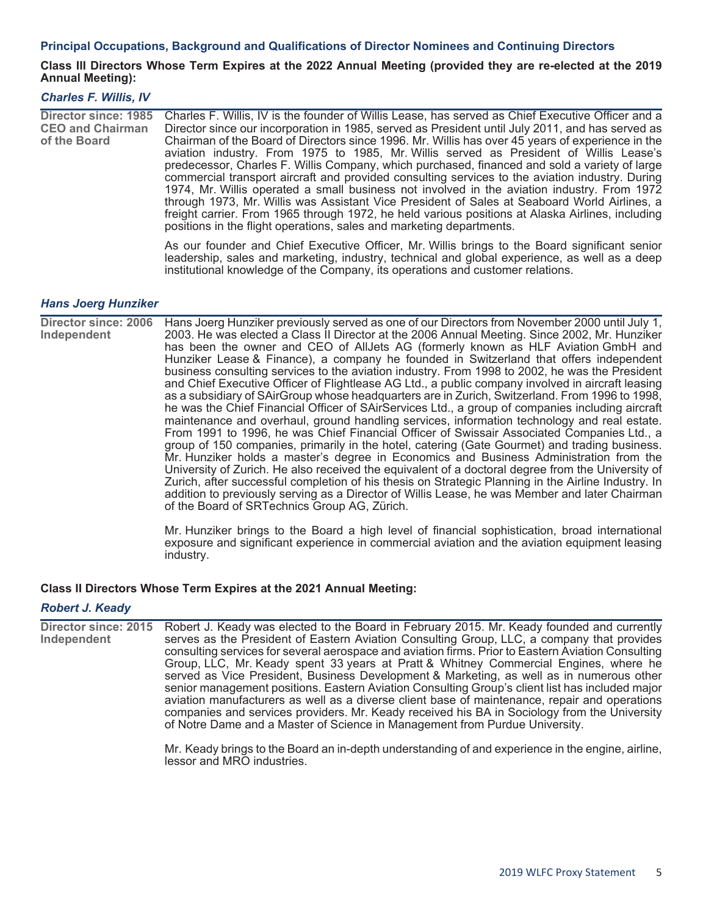### Principal Occupations, Background and Qualifications of Director Nominees and Continuing Directors

**Class III Directors Whose Term Expires at the 2022 Annual Meeting (provided they are re-elected at the 2019 Annual Meeting):**

#### *Charles F. Willis, IV*

**Director since: 1985**
**CEO and Chairman of the Board**

Charles F. Willis, IV is the founder of Willis Lease, has served as Chief Executive Officer and a Director since our incorporation in 1985, served as President until July 2011, and has served as Chairman of the Board of Directors since 1996. Mr. Willis has over 45 years of experience in the aviation industry. From 1975 to 1985, Mr. Willis served as President of Willis Lease's predecessor, Charles F. Willis Company, which purchased, financed and sold a variety of large commercial transport aircraft and provided consulting services to the aviation industry. During 1974, Mr. Willis operated a small business not involved in the aviation industry. From 1972 through 1973, Mr. Willis was Assistant Vice President of Sales at Seaboard World Airlines, a freight carrier. From 1965 through 1972, he held various positions at Alaska Airlines, including positions in the flight operations, sales and marketing departments.

As our founder and Chief Executive Officer, Mr. Willis brings to the Board significant senior leadership, sales and marketing, industry, technical and global experience, as well as a deep institutional knowledge of the Company, its operations and customer relations.

#### *Hans Joerg Hunziker*

**Director since: 2006**
**Independent**

Hans Joerg Hunziker previously served as one of our Directors from November 2000 until July 1, 2003. He was elected a Class II Director at the 2006 Annual Meeting. Since 2002, Mr. Hunziker has been the owner and CEO of AllJets AG (formerly known as HLF Aviation GmbH and Hunziker Lease & Finance), a company he founded in Switzerland that offers independent business consulting services to the aviation industry. From 1998 to 2002, he was the President and Chief Executive Officer of Flightlease AG Ltd., a public company involved in aircraft leasing as a subsidiary of SAirGroup whose headquarters are in Zurich, Switzerland. From 1996 to 1998, he was the Chief Financial Officer of SAirServices Ltd., a group of companies including aircraft maintenance and overhaul, ground handling services, information technology and real estate. From 1991 to 1996, he was Chief Financial Officer of Swissair Associated Companies Ltd., a group of 150 companies, primarily in the hotel, catering (Gate Gourmet) and trading business. Mr. Hunziker holds a master's degree in Economics and Business Administration from the University of Zurich. He also received the equivalent of a doctoral degree from the University of Zurich, after successful completion of his thesis on Strategic Planning in the Airline Industry. In addition to previously serving as a Director of Willis Lease, he was Member and later Chairman of the Board of SRTechnics Group AG, Zürich.

Mr. Hunziker brings to the Board a high level of financial sophistication, broad international exposure and significant experience in commercial aviation and the aviation equipment leasing industry.

**Class II Directors Whose Term Expires at the 2021 Annual Meeting:**

#### *Robert J. Keady*

**Director since: 2015**
**Independent**

Robert J. Keady was elected to the Board in February 2015. Mr. Keady founded and currently serves as the President of Eastern Aviation Consulting Group, LLC, a company that provides consulting services for several aerospace and aviation firms. Prior to Eastern Aviation Consulting Group, LLC, Mr. Keady spent 33 years at Pratt & Whitney Commercial Engines, where he served as Vice President, Business Development & Marketing, as well as in numerous other senior management positions. Eastern Aviation Consulting Group's client list has included major aviation manufacturers as well as a diverse client base of maintenance, repair and operations companies and services providers. Mr. Keady received his BA in Sociology from the University of Notre Dame and a Master of Science in Management from Purdue University.

Mr. Keady brings to the Board an in-depth understanding of and experience in the engine, airline, lessor and MRO industries.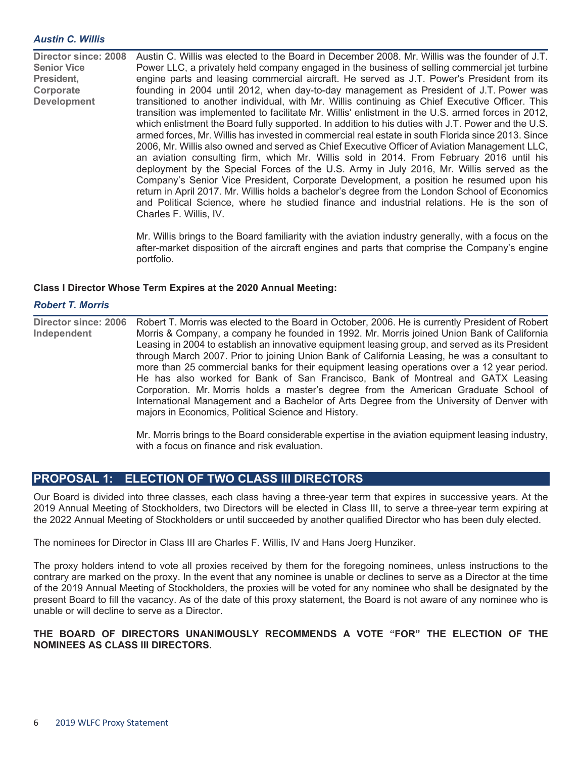### *Austin C. Willis*

**Director since: 2008**
**Senior Vice President, Corporate Development**

Austin C. Willis was elected to the Board in December 2008. Mr. Willis was the founder of J.T. Power LLC, a privately held company engaged in the business of selling commercial jet turbine engine parts and leasing commercial aircraft. He served as J.T. Power's President from its founding in 2004 until 2012, when day-to-day management as President of J.T. Power was transitioned to another individual, with Mr. Willis continuing as Chief Executive Officer. This transition was implemented to facilitate Mr. Willis' enlistment in the U.S. armed forces in 2012, which enlistment the Board fully supported. In addition to his duties with J.T. Power and the U.S. armed forces, Mr. Willis has invested in commercial real estate in south Florida since 2013. Since 2006, Mr. Willis also owned and served as Chief Executive Officer of Aviation Management LLC, an aviation consulting firm, which Mr. Willis sold in 2014. From February 2016 until his deployment by the Special Forces of the U.S. Army in July 2016, Mr. Willis served as the Company's Senior Vice President, Corporate Development, a position he resumed upon his return in April 2017. Mr. Willis holds a bachelor's degree from the London School of Economics and Political Science, where he studied finance and industrial relations. He is the son of Charles F. Willis, IV.

Mr. Willis brings to the Board familiarity with the aviation industry generally, with a focus on the after-market disposition of the aircraft engines and parts that comprise the Company's engine portfolio.

**Class I Director Whose Term Expires at the 2020 Annual Meeting:**

### *Robert T. Morris*

**Director since: 2006**
**Independent**

Robert T. Morris was elected to the Board in October, 2006. He is currently President of Robert Morris & Company, a company he founded in 1992. Mr. Morris joined Union Bank of California Leasing in 2004 to establish an innovative equipment leasing group, and served as its President through March 2007. Prior to joining Union Bank of California Leasing, he was a consultant to more than 25 commercial banks for their equipment leasing operations over a 12 year period. He has also worked for Bank of San Francisco, Bank of Montreal and GATX Leasing Corporation. Mr. Morris holds a master's degree from the American Graduate School of International Management and a Bachelor of Arts Degree from the University of Denver with majors in Economics, Political Science and History.

Mr. Morris brings to the Board considerable expertise in the aviation equipment leasing industry, with a focus on finance and risk evaluation.

## PROPOSAL 1: ELECTION OF TWO CLASS III DIRECTORS

Our Board is divided into three classes, each class having a three-year term that expires in successive years. At the 2019 Annual Meeting of Stockholders, two Directors will be elected in Class III, to serve a three-year term expiring at the 2022 Annual Meeting of Stockholders or until succeeded by another qualified Director who has been duly elected.

The nominees for Director in Class III are Charles F. Willis, IV and Hans Joerg Hunziker.

The proxy holders intend to vote all proxies received by them for the foregoing nominees, unless instructions to the contrary are marked on the proxy. In the event that any nominee is unable or declines to serve as a Director at the time of the 2019 Annual Meeting of Stockholders, the proxies will be voted for any nominee who shall be designated by the present Board to fill the vacancy. As of the date of this proxy statement, the Board is not aware of any nominee who is unable or will decline to serve as a Director.

**THE BOARD OF DIRECTORS UNANIMOUSLY RECOMMENDS A VOTE "FOR" THE ELECTION OF THE NOMINEES AS CLASS III DIRECTORS.**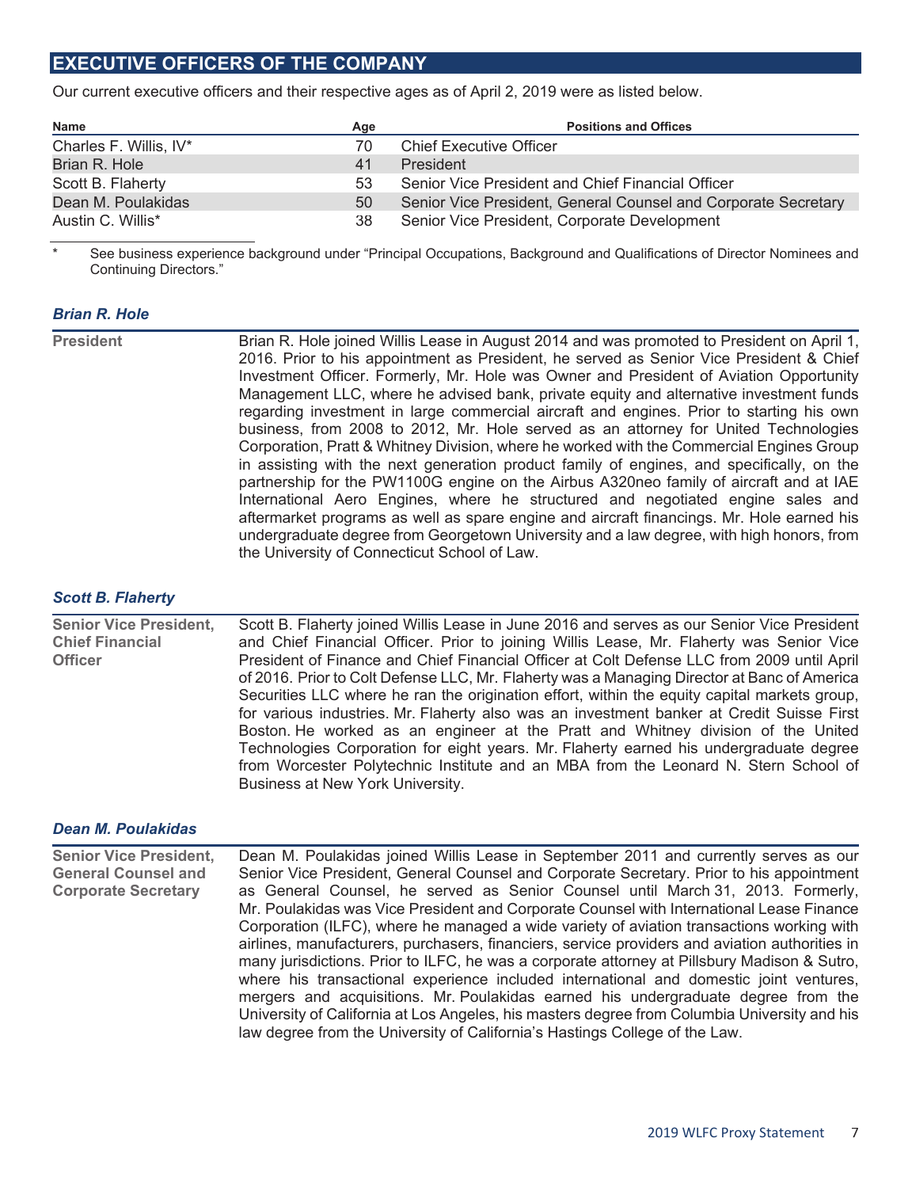## EXECUTIVE OFFICERS OF THE COMPANY

Our current executive officers and their respective ages as of April 2, 2019 were as listed below.

| Name | Age | Positions and Offices |
|---|---|---|
| Charles F. Willis, IV* | 70 | Chief Executive Officer |
| Brian R. Hole | 41 | President |
| Scott B. Flaherty | 53 | Senior Vice President and Chief Financial Officer |
| Dean M. Poulakidas | 50 | Senior Vice President, General Counsel and Corporate Secretary |
| Austin C. Willis* | 38 | Senior Vice President, Corporate Development |

\* See business experience background under "Principal Occupations, Background and Qualifications of Director Nominees and Continuing Directors."

### *Brian R. Hole*

**President**

Brian R. Hole joined Willis Lease in August 2014 and was promoted to President on April 1, 2016. Prior to his appointment as President, he served as Senior Vice President & Chief Investment Officer. Formerly, Mr. Hole was Owner and President of Aviation Opportunity Management LLC, where he advised bank, private equity and alternative investment funds regarding investment in large commercial aircraft and engines. Prior to starting his own business, from 2008 to 2012, Mr. Hole served as an attorney for United Technologies Corporation, Pratt & Whitney Division, where he worked with the Commercial Engines Group in assisting with the next generation product family of engines, and specifically, on the partnership for the PW1100G engine on the Airbus A320neo family of aircraft and at IAE International Aero Engines, where he structured and negotiated engine sales and aftermarket programs as well as spare engine and aircraft financings. Mr. Hole earned his undergraduate degree from Georgetown University and a law degree, with high honors, from the University of Connecticut School of Law.

### *Scott B. Flaherty*

**Senior Vice President, Chief Financial Officer**

Scott B. Flaherty joined Willis Lease in June 2016 and serves as our Senior Vice President and Chief Financial Officer. Prior to joining Willis Lease, Mr. Flaherty was Senior Vice President of Finance and Chief Financial Officer at Colt Defense LLC from 2009 until April of 2016. Prior to Colt Defense LLC, Mr. Flaherty was a Managing Director at Banc of America Securities LLC where he ran the origination effort, within the equity capital markets group, for various industries. Mr. Flaherty also was an investment banker at Credit Suisse First Boston. He worked as an engineer at the Pratt and Whitney division of the United Technologies Corporation for eight years. Mr. Flaherty earned his undergraduate degree from Worcester Polytechnic Institute and an MBA from the Leonard N. Stern School of Business at New York University.

### *Dean M. Poulakidas*

**Senior Vice President, General Counsel and Corporate Secretary**

Dean M. Poulakidas joined Willis Lease in September 2011 and currently serves as our Senior Vice President, General Counsel and Corporate Secretary. Prior to his appointment as General Counsel, he served as Senior Counsel until March 31, 2013. Formerly, Mr. Poulakidas was Vice President and Corporate Counsel with International Lease Finance Corporation (ILFC), where he managed a wide variety of aviation transactions working with airlines, manufacturers, purchasers, financiers, service providers and aviation authorities in many jurisdictions. Prior to ILFC, he was a corporate attorney at Pillsbury Madison & Sutro, where his transactional experience included international and domestic joint ventures, mergers and acquisitions. Mr. Poulakidas earned his undergraduate degree from the University of California at Los Angeles, his masters degree from Columbia University and his law degree from the University of California's Hastings College of the Law.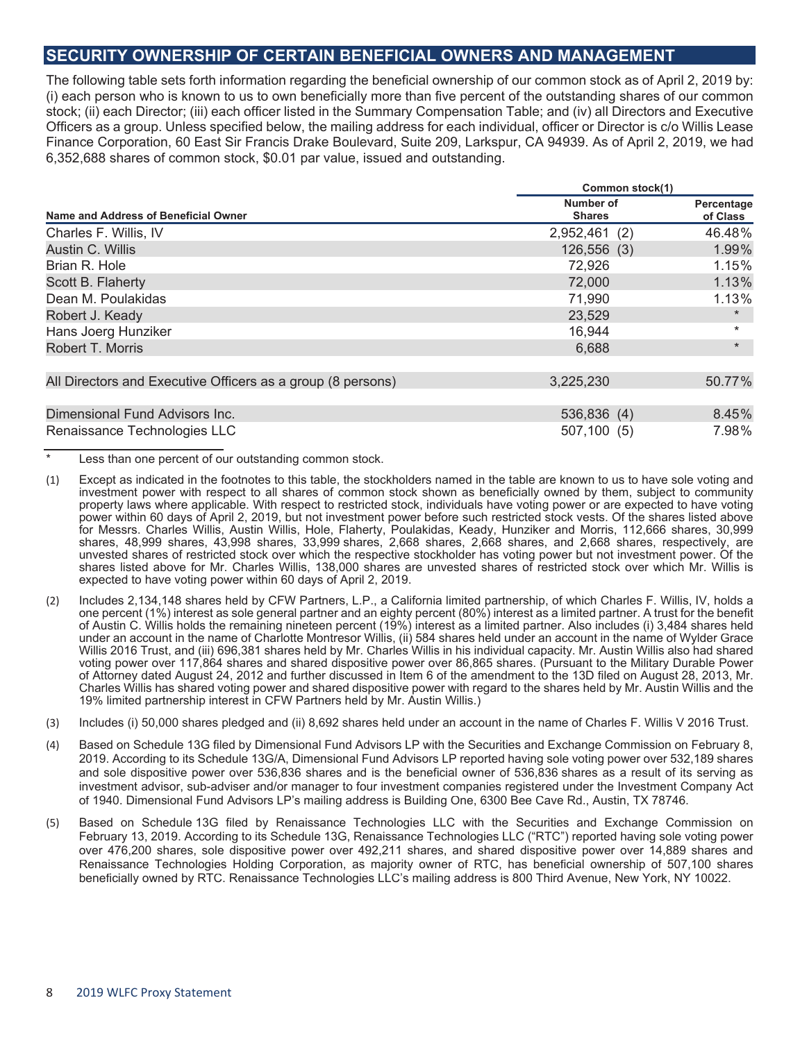## SECURITY OWNERSHIP OF CERTAIN BENEFICIAL OWNERS AND MANAGEMENT

The following table sets forth information regarding the beneficial ownership of our common stock as of April 2, 2019 by: (i) each person who is known to us to own beneficially more than five percent of the outstanding shares of our common stock; (ii) each Director; (iii) each officer listed in the Summary Compensation Table; and (iv) all Directors and Executive Officers as a group. Unless specified below, the mailing address for each individual, officer or Director is c/o Willis Lease Finance Corporation, 60 East Sir Francis Drake Boulevard, Suite 209, Larkspur, CA 94939. As of April 2, 2019, we had 6,352,688 shares of common stock, $0.01 par value, issued and outstanding.

| | Common stock(1) | |
|---|---|---|
| **Name and Address of Beneficial Owner** | **Number of Shares** | **Percentage of Class** |
| Charles F. Willis, IV | 2,952,461 (2) | 46.48% |
| Austin C. Willis | 126,556 (3) | 1.99% |
| Brian R. Hole | 72,926 | 1.15% |
| Scott B. Flaherty | 72,000 | 1.13% |
| Dean M. Poulakidas | 71,990 | 1.13% |
| Robert J. Keady | 23,529 | * |
| Hans Joerg Hunziker | 16,944 | * |
| Robert T. Morris | 6,688 | * |
| All Directors and Executive Officers as a group (8 persons) | 3,225,230 | 50.77% |
| Dimensional Fund Advisors Inc. | 536,836 (4) | 8.45% |
| Renaissance Technologies LLC | 507,100 (5) | 7.98% |

\* Less than one percent of our outstanding common stock.

(1) Except as indicated in the footnotes to this table, the stockholders named in the table are known to us to have sole voting and investment power with respect to all shares of common stock shown as beneficially owned by them, subject to community property laws where applicable. With respect to restricted stock, individuals have voting power or are expected to have voting power within 60 days of April 2, 2019, but not investment power before such restricted stock vests. Of the shares listed above for Messrs. Charles Willis, Austin Willis, Hole, Flaherty, Poulakidas, Keady, Hunziker and Morris, 112,666 shares, 30,999 shares, 48,999 shares, 43,998 shares, 33,999 shares, 2,668 shares, 2,668 shares, and 2,668 shares, respectively, are unvested shares of restricted stock over which the respective stockholder has voting power but not investment power. Of the shares listed above for Mr. Charles Willis, 138,000 shares are unvested shares of restricted stock over which Mr. Willis is expected to have voting power within 60 days of April 2, 2019.

(2) Includes 2,134,148 shares held by CFW Partners, L.P., a California limited partnership, of which Charles F. Willis, IV, holds a one percent (1%) interest as sole general partner and an eighty percent (80%) interest as a limited partner. A trust for the benefit of Austin C. Willis holds the remaining nineteen percent (19%) interest as a limited partner. Also includes (i) 3,484 shares held under an account in the name of Charlotte Montresor Willis, (ii) 584 shares held under an account in the name of Wylder Grace Willis 2016 Trust, and (iii) 696,381 shares held by Mr. Charles Willis in his individual capacity. Mr. Austin Willis also had shared voting power over 117,864 shares and shared dispositive power over 86,865 shares. (Pursuant to the Military Durable Power of Attorney dated August 24, 2012 and further discussed in Item 6 of the amendment to the 13D filed on August 28, 2013, Mr. Charles Willis has shared voting power and shared dispositive power with regard to the shares held by Mr. Austin Willis and the 19% limited partnership interest in CFW Partners held by Mr. Austin Willis.)

(3) Includes (i) 50,000 shares pledged and (ii) 8,692 shares held under an account in the name of Charles F. Willis V 2016 Trust.

(4) Based on Schedule 13G filed by Dimensional Fund Advisors LP with the Securities and Exchange Commission on February 8, 2019. According to its Schedule 13G/A, Dimensional Fund Advisors LP reported having sole voting power over 532,189 shares and sole dispositive power over 536,836 shares and is the beneficial owner of 536,836 shares as a result of its serving as investment advisor, sub-adviser and/or manager to four investment companies registered under the Investment Company Act of 1940. Dimensional Fund Advisors LP's mailing address is Building One, 6300 Bee Cave Rd., Austin, TX 78746.

(5) Based on Schedule 13G filed by Renaissance Technologies LLC with the Securities and Exchange Commission on February 13, 2019. According to its Schedule 13G, Renaissance Technologies LLC ("RTC") reported having sole voting power over 476,200 shares, sole dispositive power over 492,211 shares, and shared dispositive power over 14,889 shares and Renaissance Technologies Holding Corporation, as majority owner of RTC, has beneficial ownership of 507,100 shares beneficially owned by RTC. Renaissance Technologies LLC's mailing address is 800 Third Avenue, New York, NY 10022.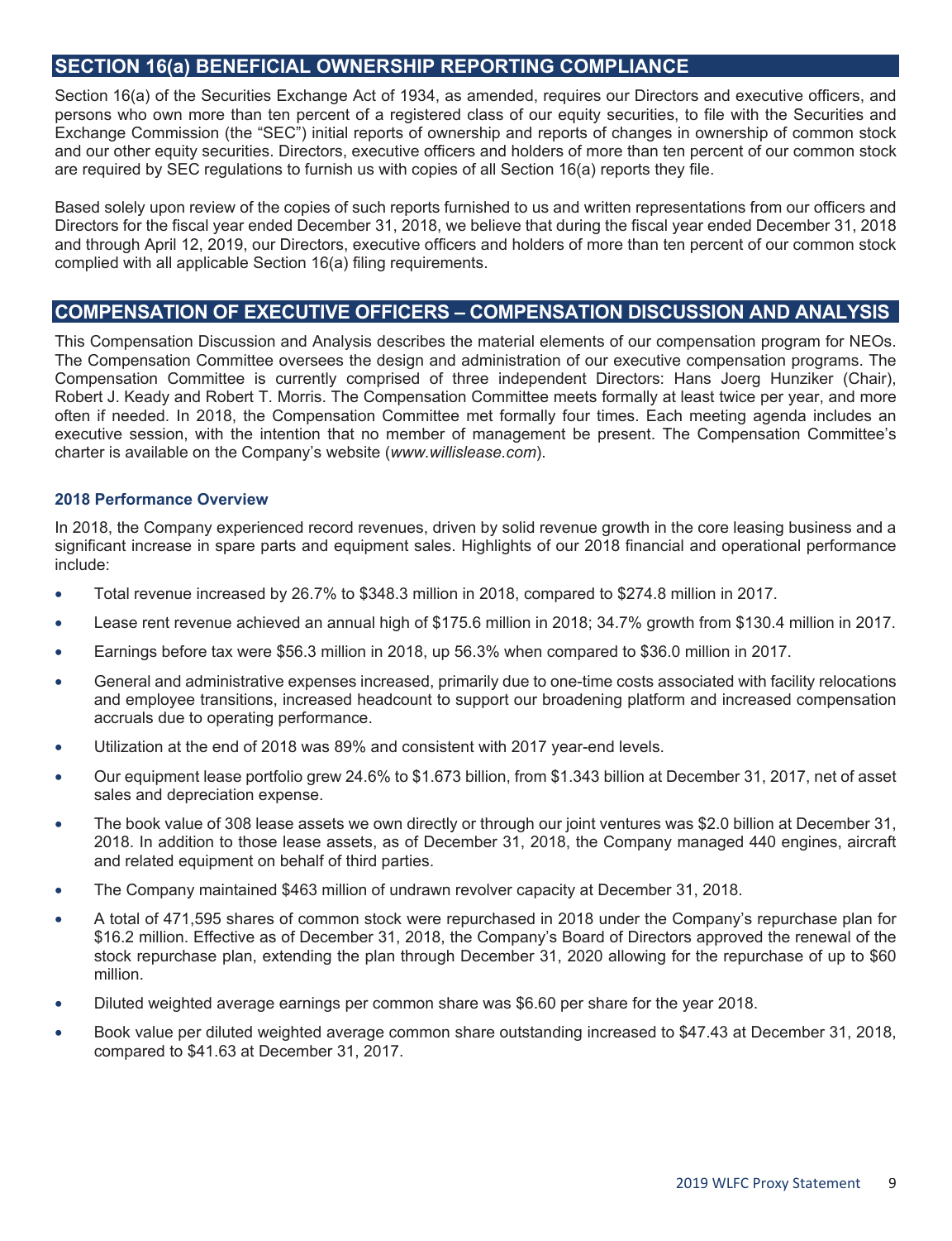## SECTION 16(a) BENEFICIAL OWNERSHIP REPORTING COMPLIANCE

Section 16(a) of the Securities Exchange Act of 1934, as amended, requires our Directors and executive officers, and persons who own more than ten percent of a registered class of our equity securities, to file with the Securities and Exchange Commission (the "SEC") initial reports of ownership and reports of changes in ownership of common stock and our other equity securities. Directors, executive officers and holders of more than ten percent of our common stock are required by SEC regulations to furnish us with copies of all Section 16(a) reports they file.

Based solely upon review of the copies of such reports furnished to us and written representations from our officers and Directors for the fiscal year ended December 31, 2018, we believe that during the fiscal year ended December 31, 2018 and through April 12, 2019, our Directors, executive officers and holders of more than ten percent of our common stock complied with all applicable Section 16(a) filing requirements.

## COMPENSATION OF EXECUTIVE OFFICERS – COMPENSATION DISCUSSION AND ANALYSIS

This Compensation Discussion and Analysis describes the material elements of our compensation program for NEOs. The Compensation Committee oversees the design and administration of our executive compensation programs. The Compensation Committee is currently comprised of three independent Directors: Hans Joerg Hunziker (Chair), Robert J. Keady and Robert T. Morris. The Compensation Committee meets formally at least twice per year, and more often if needed. In 2018, the Compensation Committee met formally four times. Each meeting agenda includes an executive session, with the intention that no member of management be present. The Compensation Committee's charter is available on the Company's website (*www.willislease.com*).

### 2018 Performance Overview

In 2018, the Company experienced record revenues, driven by solid revenue growth in the core leasing business and a significant increase in spare parts and equipment sales. Highlights of our 2018 financial and operational performance include:

- Total revenue increased by 26.7% to $348.3 million in 2018, compared to $274.8 million in 2017.
- Lease rent revenue achieved an annual high of $175.6 million in 2018; 34.7% growth from $130.4 million in 2017.
- Earnings before tax were $56.3 million in 2018, up 56.3% when compared to $36.0 million in 2017.
- General and administrative expenses increased, primarily due to one-time costs associated with facility relocations and employee transitions, increased headcount to support our broadening platform and increased compensation accruals due to operating performance.
- Utilization at the end of 2018 was 89% and consistent with 2017 year-end levels.
- Our equipment lease portfolio grew 24.6% to $1.673 billion, from $1.343 billion at December 31, 2017, net of asset sales and depreciation expense.
- The book value of 308 lease assets we own directly or through our joint ventures was $2.0 billion at December 31, 2018. In addition to those lease assets, as of December 31, 2018, the Company managed 440 engines, aircraft and related equipment on behalf of third parties.
- The Company maintained $463 million of undrawn revolver capacity at December 31, 2018.
- A total of 471,595 shares of common stock were repurchased in 2018 under the Company's repurchase plan for $16.2 million. Effective as of December 31, 2018, the Company's Board of Directors approved the renewal of the stock repurchase plan, extending the plan through December 31, 2020 allowing for the repurchase of up to $60 million.
- Diluted weighted average earnings per common share was $6.60 per share for the year 2018.
- Book value per diluted weighted average common share outstanding increased to $47.43 at December 31, 2018, compared to $41.63 at December 31, 2017.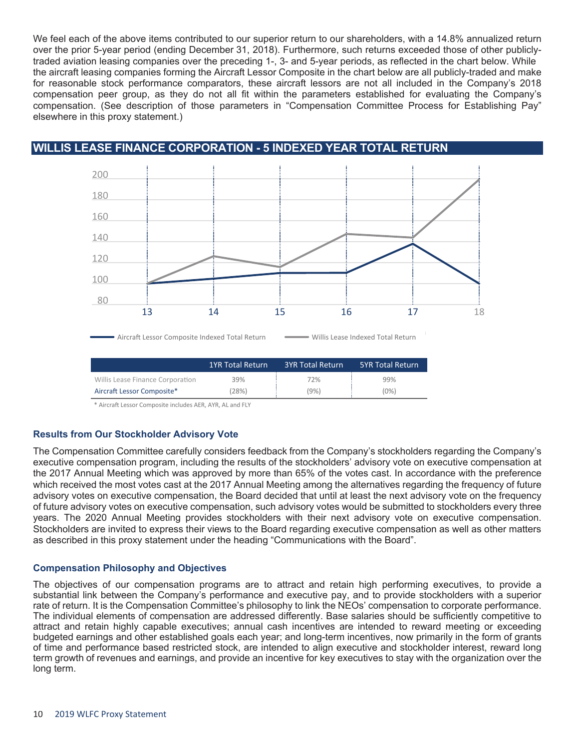We feel each of the above items contributed to our superior return to our shareholders, with a 14.8% annualized return over the prior 5-year period (ending December 31, 2018). Furthermore, such returns exceeded those of other publicly-traded aviation leasing companies over the preceding 1-, 3- and 5-year periods, as reflected in the chart below. While the aircraft leasing companies forming the Aircraft Lessor Composite in the chart below are all publicly-traded and make for reasonable stock performance comparators, these aircraft lessors are not all included in the Company's 2018 compensation peer group, as they do not all fit within the parameters established for evaluating the Company's compensation. (See description of those parameters in "Compensation Committee Process for Establishing Pay" elsewhere in this proxy statement.)

## WILLIS LEASE FINANCE CORPORATION - 5 INDEXED YEAR TOTAL RETURN

|  | 1YR Total Return | 3YR Total Return | 5YR Total Return |
|---|---|---|---|
| Willis Lease Finance Corporation | 39% | 72% | 99% |
| Aircraft Lessor Composite* | (28%) | (9%) | (0%) |

\* Aircraft Lessor Composite includes AER, AYR, AL and FLY

### Results from Our Stockholder Advisory Vote

The Compensation Committee carefully considers feedback from the Company's stockholders regarding the Company's executive compensation program, including the results of the stockholders' advisory vote on executive compensation at the 2017 Annual Meeting which was approved by more than 65% of the votes cast. In accordance with the preference which received the most votes cast at the 2017 Annual Meeting among the alternatives regarding the frequency of future advisory votes on executive compensation, the Board decided that until at least the next advisory vote on the frequency of future advisory votes on executive compensation, such advisory votes would be submitted to stockholders every three years. The 2020 Annual Meeting provides stockholders with their next advisory vote on executive compensation. Stockholders are invited to express their views to the Board regarding executive compensation as well as other matters as described in this proxy statement under the heading "Communications with the Board".

### Compensation Philosophy and Objectives

The objectives of our compensation programs are to attract and retain high performing executives, to provide a substantial link between the Company's performance and executive pay, and to provide stockholders with a superior rate of return. It is the Compensation Committee's philosophy to link the NEOs' compensation to corporate performance. The individual elements of compensation are addressed differently. Base salaries should be sufficiently competitive to attract and retain highly capable executives; annual cash incentives are intended to reward meeting or exceeding budgeted earnings and other established goals each year; and long-term incentives, now primarily in the form of grants of time and performance based restricted stock, are intended to align executive and stockholder interest, reward long term growth of revenues and earnings, and provide an incentive for key executives to stay with the organization over the long term.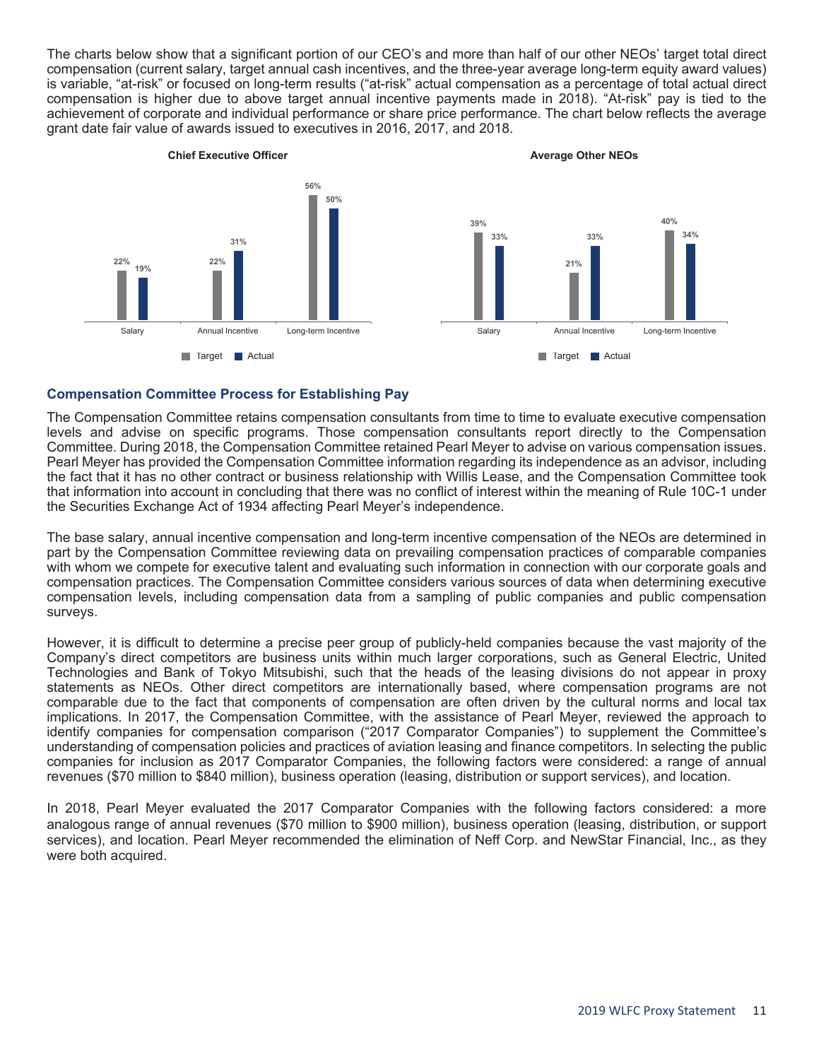The charts below show that a significant portion of our CEO's and more than half of our other NEOs' target total direct compensation (current salary, target annual cash incentives, and the three-year average long-term equity award values) is variable, "at-risk" or focused on long-term results ("at-risk" actual compensation as a percentage of total actual direct compensation is higher due to above target annual incentive payments made in 2018). "At-risk" pay is tied to the achievement of corporate and individual performance or share price performance. The chart below reflects the average grant date fair value of awards issued to executives in 2016, 2017, and 2018.

**Chief Executive Officer**

| | Target | Actual |
|---|---|---|
| Salary | 22% | 19% |
| Annual Incentive | 22% | 31% |
| Long-term Incentive | 56% | 50% |

**Average Other NEOs**

| | Target | Actual |
|---|---|---|
| Salary | 39% | 33% |
| Annual Incentive | 21% | 33% |
| Long-term Incentive | 40% | 34% |

### Compensation Committee Process for Establishing Pay

The Compensation Committee retains compensation consultants from time to time to evaluate executive compensation levels and advise on specific programs. Those compensation consultants report directly to the Compensation Committee. During 2018, the Compensation Committee retained Pearl Meyer to advise on various compensation issues. Pearl Meyer has provided the Compensation Committee information regarding its independence as an advisor, including the fact that it has no other contract or business relationship with Willis Lease, and the Compensation Committee took that information into account in concluding that there was no conflict of interest within the meaning of Rule 10C-1 under the Securities Exchange Act of 1934 affecting Pearl Meyer's independence.

The base salary, annual incentive compensation and long-term incentive compensation of the NEOs are determined in part by the Compensation Committee reviewing data on prevailing compensation practices of comparable companies with whom we compete for executive talent and evaluating such information in connection with our corporate goals and compensation practices. The Compensation Committee considers various sources of data when determining executive compensation levels, including compensation data from a sampling of public companies and public compensation surveys.

However, it is difficult to determine a precise peer group of publicly-held companies because the vast majority of the Company's direct competitors are business units within much larger corporations, such as General Electric, United Technologies and Bank of Tokyo Mitsubishi, such that the heads of the leasing divisions do not appear in proxy statements as NEOs. Other direct competitors are internationally based, where compensation programs are not comparable due to the fact that components of compensation are often driven by the cultural norms and local tax implications. In 2017, the Compensation Committee, with the assistance of Pearl Meyer, reviewed the approach to identify companies for compensation comparison ("2017 Comparator Companies") to supplement the Committee's understanding of compensation policies and practices of aviation leasing and finance competitors. In selecting the public companies for inclusion as 2017 Comparator Companies, the following factors were considered: a range of annual revenues ($70 million to $840 million), business operation (leasing, distribution or support services), and location.

In 2018, Pearl Meyer evaluated the 2017 Comparator Companies with the following factors considered: a more analogous range of annual revenues ($70 million to $900 million), business operation (leasing, distribution, or support services), and location. Pearl Meyer recommended the elimination of Neff Corp. and NewStar Financial, Inc., as they were both acquired.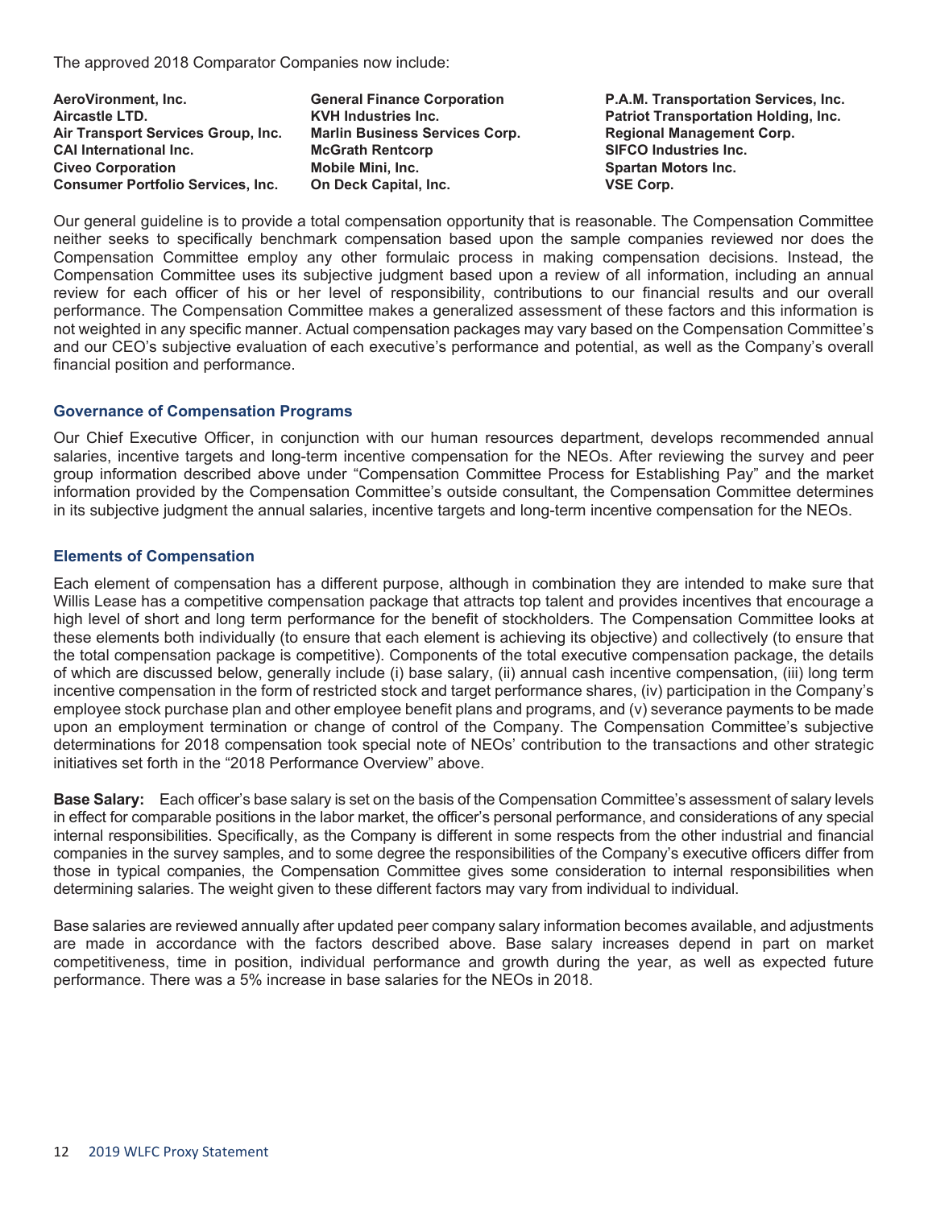The approved 2018 Comparator Companies now include:

| | | |
|---|---|---|
| **AeroVironment, Inc.** | **General Finance Corporation** | **P.A.M. Transportation Services, Inc.** |
| **Aircastle LTD.** | **KVH Industries Inc.** | **Patriot Transportation Holding, Inc.** |
| **Air Transport Services Group, Inc.** | **Marlin Business Services Corp.** | **Regional Management Corp.** |
| **CAI International Inc.** | **McGrath Rentcorp** | **SIFCO Industries Inc.** |
| **Civeo Corporation** | **Mobile Mini, Inc.** | **Spartan Motors Inc.** |
| **Consumer Portfolio Services, Inc.** | **On Deck Capital, Inc.** | **VSE Corp.** |

Our general guideline is to provide a total compensation opportunity that is reasonable. The Compensation Committee neither seeks to specifically benchmark compensation based upon the sample companies reviewed nor does the Compensation Committee employ any other formulaic process in making compensation decisions. Instead, the Compensation Committee uses its subjective judgment based upon a review of all information, including an annual review for each officer of his or her level of responsibility, contributions to our financial results and our overall performance. The Compensation Committee makes a generalized assessment of these factors and this information is not weighted in any specific manner. Actual compensation packages may vary based on the Compensation Committee's and our CEO's subjective evaluation of each executive's performance and potential, as well as the Company's overall financial position and performance.

### Governance of Compensation Programs

Our Chief Executive Officer, in conjunction with our human resources department, develops recommended annual salaries, incentive targets and long-term incentive compensation for the NEOs. After reviewing the survey and peer group information described above under "Compensation Committee Process for Establishing Pay" and the market information provided by the Compensation Committee's outside consultant, the Compensation Committee determines in its subjective judgment the annual salaries, incentive targets and long-term incentive compensation for the NEOs.

### Elements of Compensation

Each element of compensation has a different purpose, although in combination they are intended to make sure that Willis Lease has a competitive compensation package that attracts top talent and provides incentives that encourage a high level of short and long term performance for the benefit of stockholders. The Compensation Committee looks at these elements both individually (to ensure that each element is achieving its objective) and collectively (to ensure that the total compensation package is competitive). Components of the total executive compensation package, the details of which are discussed below, generally include (i) base salary, (ii) annual cash incentive compensation, (iii) long term incentive compensation in the form of restricted stock and target performance shares, (iv) participation in the Company's employee stock purchase plan and other employee benefit plans and programs, and (v) severance payments to be made upon an employment termination or change of control of the Company. The Compensation Committee's subjective determinations for 2018 compensation took special note of NEOs' contribution to the transactions and other strategic initiatives set forth in the "2018 Performance Overview" above.

**Base Salary:** Each officer's base salary is set on the basis of the Compensation Committee's assessment of salary levels in effect for comparable positions in the labor market, the officer's personal performance, and considerations of any special internal responsibilities. Specifically, as the Company is different in some respects from the other industrial and financial companies in the survey samples, and to some degree the responsibilities of the Company's executive officers differ from those in typical companies, the Compensation Committee gives some consideration to internal responsibilities when determining salaries. The weight given to these different factors may vary from individual to individual.

Base salaries are reviewed annually after updated peer company salary information becomes available, and adjustments are made in accordance with the factors described above. Base salary increases depend in part on market competitiveness, time in position, individual performance and growth during the year, as well as expected future performance. There was a 5% increase in base salaries for the NEOs in 2018.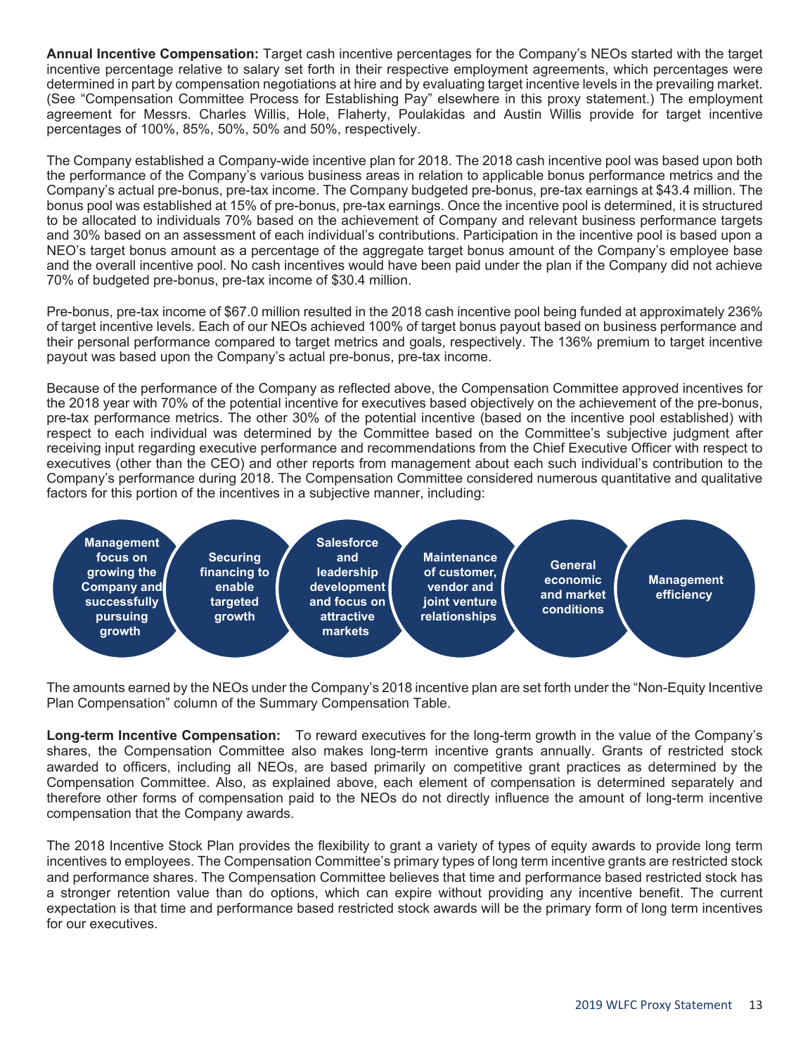**Annual Incentive Compensation:** Target cash incentive percentages for the Company's NEOs started with the target incentive percentage relative to salary set forth in their respective employment agreements, which percentages were determined in part by compensation negotiations at hire and by evaluating target incentive levels in the prevailing market. (See "Compensation Committee Process for Establishing Pay" elsewhere in this proxy statement.) The employment agreement for Messrs. Charles Willis, Hole, Flaherty, Poulakidas and Austin Willis provide for target incentive percentages of 100%, 85%, 50%, 50% and 50%, respectively.

The Company established a Company-wide incentive plan for 2018. The 2018 cash incentive pool was based upon both the performance of the Company's various business areas in relation to applicable bonus performance metrics and the Company's actual pre-bonus, pre-tax income. The Company budgeted pre-bonus, pre-tax earnings at $43.4 million. The bonus pool was established at 15% of pre-bonus, pre-tax earnings. Once the incentive pool is determined, it is structured to be allocated to individuals 70% based on the achievement of Company and relevant business performance targets and 30% based on an assessment of each individual's contributions. Participation in the incentive pool is based upon a NEO's target bonus amount as a percentage of the aggregate target bonus amount of the Company's employee base and the overall incentive pool. No cash incentives would have been paid under the plan if the Company did not achieve 70% of budgeted pre-bonus, pre-tax income of $30.4 million.

Pre-bonus, pre-tax income of $67.0 million resulted in the 2018 cash incentive pool being funded at approximately 236% of target incentive levels. Each of our NEOs achieved 100% of target bonus payout based on business performance and their personal performance compared to target metrics and goals, respectively. The 136% premium to target incentive payout was based upon the Company's actual pre-bonus, pre-tax income.

Because of the performance of the Company as reflected above, the Compensation Committee approved incentives for the 2018 year with 70% of the potential incentive for executives based objectively on the achievement of the pre-bonus, pre-tax performance metrics. The other 30% of the potential incentive (based on the incentive pool established) with respect to each individual was determined by the Committee based on the Committee's subjective judgment after receiving input regarding executive performance and recommendations from the Chief Executive Officer with respect to executives (other than the CEO) and other reports from management about each such individual's contribution to the Company's performance during 2018. The Compensation Committee considered numerous quantitative and qualitative factors for this portion of the incentives in a subjective manner, including:

- Management focus on growing the Company and successfully pursuing growth
- Securing financing to enable targeted growth
- Salesforce and leadership development and focus on attractive markets
- Maintenance of customer, vendor and joint venture relationships
- General economic and market conditions
- Management efficiency

The amounts earned by the NEOs under the Company's 2018 incentive plan are set forth under the "Non-Equity Incentive Plan Compensation" column of the Summary Compensation Table.

**Long-term Incentive Compensation:** To reward executives for the long-term growth in the value of the Company's shares, the Compensation Committee also makes long-term incentive grants annually. Grants of restricted stock awarded to officers, including all NEOs, are based primarily on competitive grant practices as determined by the Compensation Committee. Also, as explained above, each element of compensation is determined separately and therefore other forms of compensation paid to the NEOs do not directly influence the amount of long-term incentive compensation that the Company awards.

The 2018 Incentive Stock Plan provides the flexibility to grant a variety of types of equity awards to provide long term incentives to employees. The Compensation Committee's primary types of long term incentive grants are restricted stock and performance shares. The Compensation Committee believes that time and performance based restricted stock has a stronger retention value than do options, which can expire without providing any incentive benefit. The current expectation is that time and performance based restricted stock awards will be the primary form of long term incentives for our executives.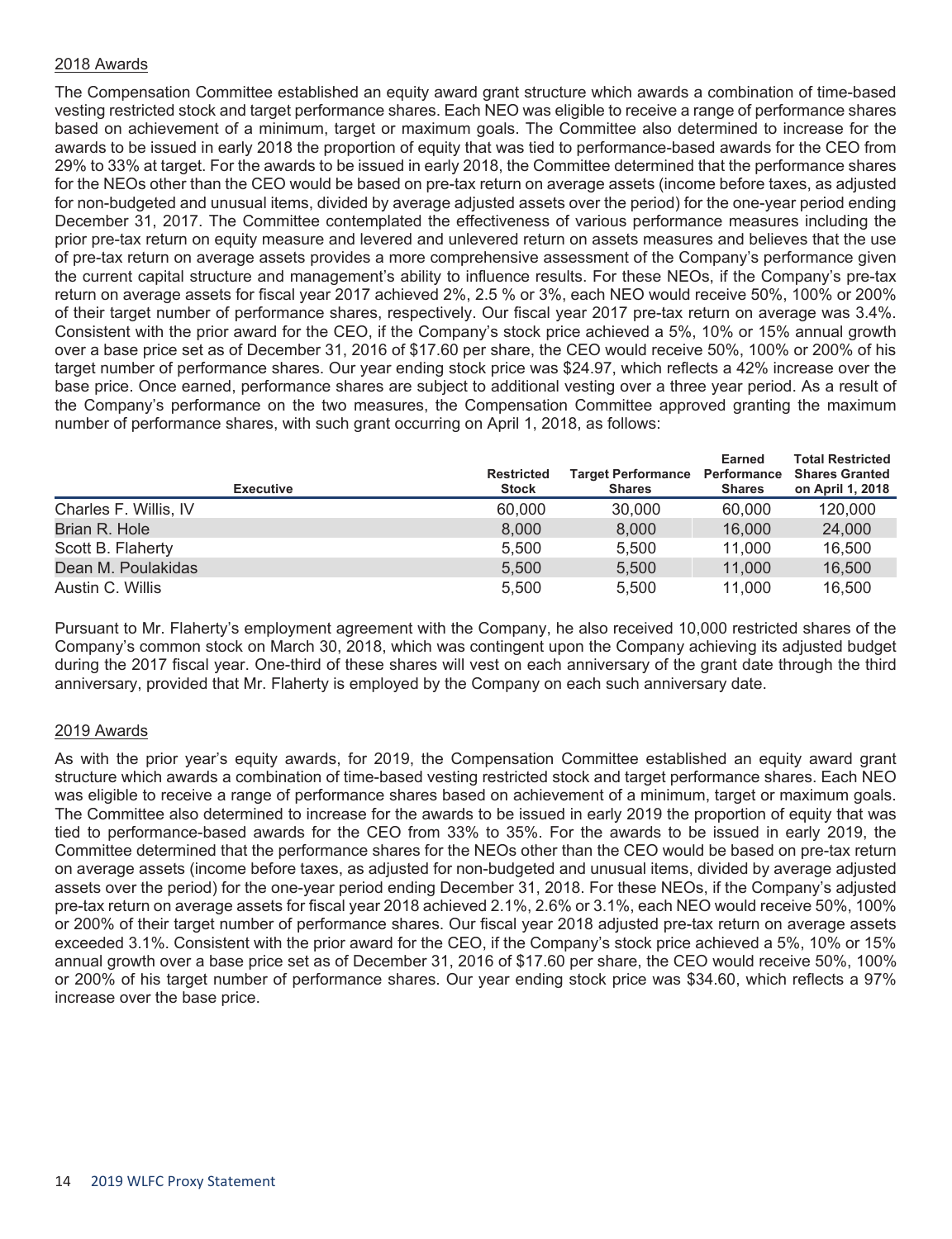2018 Awards

The Compensation Committee established an equity award grant structure which awards a combination of time-based vesting restricted stock and target performance shares. Each NEO was eligible to receive a range of performance shares based on achievement of a minimum, target or maximum goals. The Committee also determined to increase for the awards to be issued in early 2018 the proportion of equity that was tied to performance-based awards for the CEO from 29% to 33% at target. For the awards to be issued in early 2018, the Committee determined that the performance shares for the NEOs other than the CEO would be based on pre-tax return on average assets (income before taxes, as adjusted for non-budgeted and unusual items, divided by average adjusted assets over the period) for the one-year period ending December 31, 2017. The Committee contemplated the effectiveness of various performance measures including the prior pre-tax return on equity measure and levered and unlevered return on assets measures and believes that the use of pre-tax return on average assets provides a more comprehensive assessment of the Company's performance given the current capital structure and management's ability to influence results. For these NEOs, if the Company's pre-tax return on average assets for fiscal year 2017 achieved 2%, 2.5 % or 3%, each NEO would receive 50%, 100% or 200% of their target number of performance shares, respectively. Our fiscal year 2017 pre-tax return on average was 3.4%. Consistent with the prior award for the CEO, if the Company's stock price achieved a 5%, 10% or 15% annual growth over a base price set as of December 31, 2016 of $17.60 per share, the CEO would receive 50%, 100% or 200% of his target number of performance shares. Our year ending stock price was $24.97, which reflects a 42% increase over the base price. Once earned, performance shares are subject to additional vesting over a three year period. As a result of the Company's performance on the two measures, the Compensation Committee approved granting the maximum number of performance shares, with such grant occurring on April 1, 2018, as follows:

| Executive | Restricted Stock | Target Performance Shares | Earned Performance Shares | Total Restricted Shares Granted on April 1, 2018 |
|---|---|---|---|---|
| Charles F. Willis, IV | 60,000 | 30,000 | 60,000 | 120,000 |
| Brian R. Hole | 8,000 | 8,000 | 16,000 | 24,000 |
| Scott B. Flaherty | 5,500 | 5,500 | 11,000 | 16,500 |
| Dean M. Poulakidas | 5,500 | 5,500 | 11,000 | 16,500 |
| Austin C. Willis | 5,500 | 5,500 | 11,000 | 16,500 |

Pursuant to Mr. Flaherty's employment agreement with the Company, he also received 10,000 restricted shares of the Company's common stock on March 30, 2018, which was contingent upon the Company achieving its adjusted budget during the 2017 fiscal year. One-third of these shares will vest on each anniversary of the grant date through the third anniversary, provided that Mr. Flaherty is employed by the Company on each such anniversary date.

2019 Awards

As with the prior year's equity awards, for 2019, the Compensation Committee established an equity award grant structure which awards a combination of time-based vesting restricted stock and target performance shares. Each NEO was eligible to receive a range of performance shares based on achievement of a minimum, target or maximum goals. The Committee also determined to increase for the awards to be issued in early 2019 the proportion of equity that was tied to performance-based awards for the CEO from 33% to 35%. For the awards to be issued in early 2019, the Committee determined that the performance shares for the NEOs other than the CEO would be based on pre-tax return on average assets (income before taxes, as adjusted for non-budgeted and unusual items, divided by average adjusted assets over the period) for the one-year period ending December 31, 2018. For these NEOs, if the Company's adjusted pre-tax return on average assets for fiscal year 2018 achieved 2.1%, 2.6% or 3.1%, each NEO would receive 50%, 100% or 200% of their target number of performance shares. Our fiscal year 2018 adjusted pre-tax return on average assets exceeded 3.1%. Consistent with the prior award for the CEO, if the Company's stock price achieved a 5%, 10% or 15% annual growth over a base price set as of December 31, 2016 of $17.60 per share, the CEO would receive 50%, 100% or 200% of his target number of performance shares. Our year ending stock price was $34.60, which reflects a 97% increase over the base price.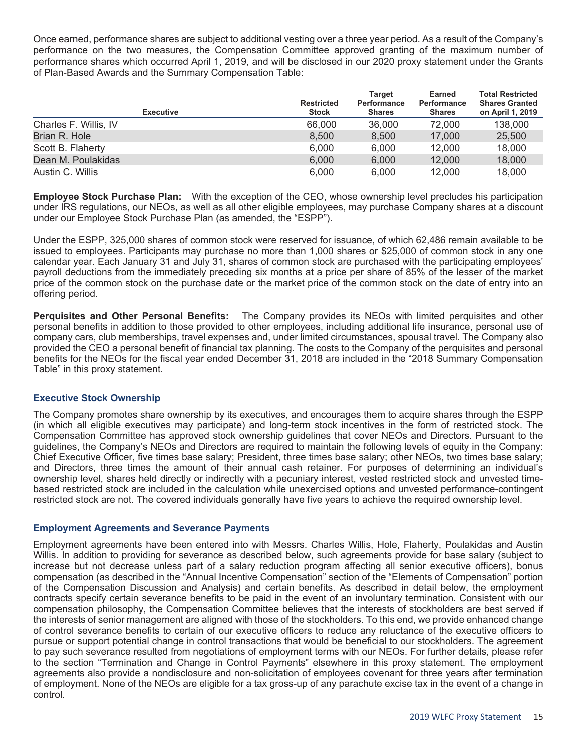Once earned, performance shares are subject to additional vesting over a three year period. As a result of the Company's performance on the two measures, the Compensation Committee approved granting of the maximum number of performance shares which occurred April 1, 2019, and will be disclosed in our 2020 proxy statement under the Grants of Plan-Based Awards and the Summary Compensation Table:

| Executive | Restricted Stock | Target Performance Shares | Earned Performance Shares | Total Restricted Shares Granted on April 1, 2019 |
|---|---|---|---|---|
| Charles F. Willis, IV | 66,000 | 36,000 | 72,000 | 138,000 |
| Brian R. Hole | 8,500 | 8,500 | 17,000 | 25,500 |
| Scott B. Flaherty | 6,000 | 6,000 | 12,000 | 18,000 |
| Dean M. Poulakidas | 6,000 | 6,000 | 12,000 | 18,000 |
| Austin C. Willis | 6,000 | 6,000 | 12,000 | 18,000 |

**Employee Stock Purchase Plan:** With the exception of the CEO, whose ownership level precludes his participation under IRS regulations, our NEOs, as well as all other eligible employees, may purchase Company shares at a discount under our Employee Stock Purchase Plan (as amended, the "ESPP").

Under the ESPP, 325,000 shares of common stock were reserved for issuance, of which 62,486 remain available to be issued to employees. Participants may purchase no more than 1,000 shares or $25,000 of common stock in any one calendar year. Each January 31 and July 31, shares of common stock are purchased with the participating employees' payroll deductions from the immediately preceding six months at a price per share of 85% of the lesser of the market price of the common stock on the purchase date or the market price of the common stock on the date of entry into an offering period.

**Perquisites and Other Personal Benefits:** The Company provides its NEOs with limited perquisites and other personal benefits in addition to those provided to other employees, including additional life insurance, personal use of company cars, club memberships, travel expenses and, under limited circumstances, spousal travel. The Company also provided the CEO a personal benefit of financial tax planning. The costs to the Company of the perquisites and personal benefits for the NEOs for the fiscal year ended December 31, 2018 are included in the "2018 Summary Compensation Table" in this proxy statement.

### Executive Stock Ownership

The Company promotes share ownership by its executives, and encourages them to acquire shares through the ESPP (in which all eligible executives may participate) and long-term stock incentives in the form of restricted stock. The Compensation Committee has approved stock ownership guidelines that cover NEOs and Directors. Pursuant to the guidelines, the Company's NEOs and Directors are required to maintain the following levels of equity in the Company: Chief Executive Officer, five times base salary; President, three times base salary; other NEOs, two times base salary; and Directors, three times the amount of their annual cash retainer. For purposes of determining an individual's ownership level, shares held directly or indirectly with a pecuniary interest, vested restricted stock and unvested time-based restricted stock are included in the calculation while unexercised options and unvested performance-contingent restricted stock are not. The covered individuals generally have five years to achieve the required ownership level.

### Employment Agreements and Severance Payments

Employment agreements have been entered into with Messrs. Charles Willis, Hole, Flaherty, Poulakidas and Austin Willis. In addition to providing for severance as described below, such agreements provide for base salary (subject to increase but not decrease unless part of a salary reduction program affecting all senior executive officers), bonus compensation (as described in the "Annual Incentive Compensation" section of the "Elements of Compensation" portion of the Compensation Discussion and Analysis) and certain benefits. As described in detail below, the employment contracts specify certain severance benefits to be paid in the event of an involuntary termination. Consistent with our compensation philosophy, the Compensation Committee believes that the interests of stockholders are best served if the interests of senior management are aligned with those of the stockholders. To this end, we provide enhanced change of control severance benefits to certain of our executive officers to reduce any reluctance of the executive officers to pursue or support potential change in control transactions that would be beneficial to our stockholders. The agreement to pay such severance resulted from negotiations of employment terms with our NEOs. For further details, please refer to the section "Termination and Change in Control Payments" elsewhere in this proxy statement. The employment agreements also provide a nondisclosure and non-solicitation of employees covenant for three years after termination of employment. None of the NEOs are eligible for a tax gross-up of any parachute excise tax in the event of a change in control.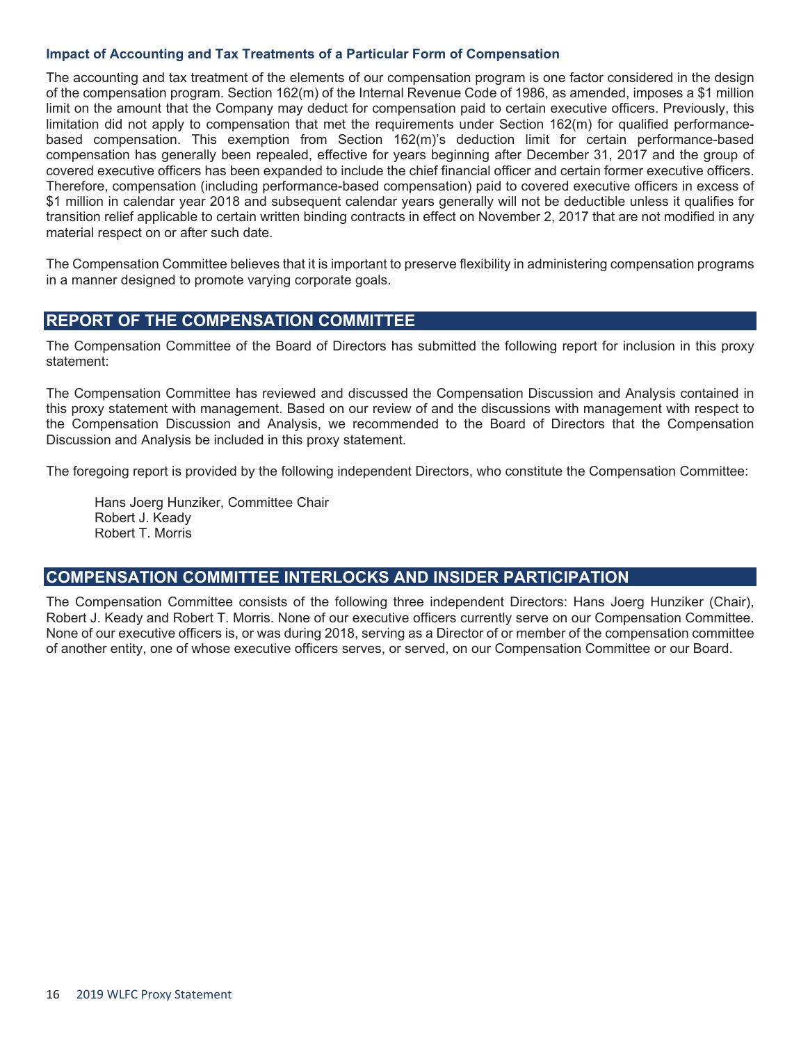### Impact of Accounting and Tax Treatments of a Particular Form of Compensation

The accounting and tax treatment of the elements of our compensation program is one factor considered in the design of the compensation program. Section 162(m) of the Internal Revenue Code of 1986, as amended, imposes a $1 million limit on the amount that the Company may deduct for compensation paid to certain executive officers. Previously, this limitation did not apply to compensation that met the requirements under Section 162(m) for qualified performance-based compensation. This exemption from Section 162(m)'s deduction limit for certain performance-based compensation has generally been repealed, effective for years beginning after December 31, 2017 and the group of covered executive officers has been expanded to include the chief financial officer and certain former executive officers. Therefore, compensation (including performance-based compensation) paid to covered executive officers in excess of $1 million in calendar year 2018 and subsequent calendar years generally will not be deductible unless it qualifies for transition relief applicable to certain written binding contracts in effect on November 2, 2017 that are not modified in any material respect on or after such date.

The Compensation Committee believes that it is important to preserve flexibility in administering compensation programs in a manner designed to promote varying corporate goals.

## REPORT OF THE COMPENSATION COMMITTEE

The Compensation Committee of the Board of Directors has submitted the following report for inclusion in this proxy statement:

The Compensation Committee has reviewed and discussed the Compensation Discussion and Analysis contained in this proxy statement with management. Based on our review of and the discussions with management with respect to the Compensation Discussion and Analysis, we recommended to the Board of Directors that the Compensation Discussion and Analysis be included in this proxy statement.

The foregoing report is provided by the following independent Directors, who constitute the Compensation Committee:

Hans Joerg Hunziker, Committee Chair
Robert J. Keady
Robert T. Morris

## COMPENSATION COMMITTEE INTERLOCKS AND INSIDER PARTICIPATION

The Compensation Committee consists of the following three independent Directors: Hans Joerg Hunziker (Chair), Robert J. Keady and Robert T. Morris. None of our executive officers currently serve on our Compensation Committee. None of our executive officers is, or was during 2018, serving as a Director of or member of the compensation committee of another entity, one of whose executive officers serves, or served, on our Compensation Committee or our Board.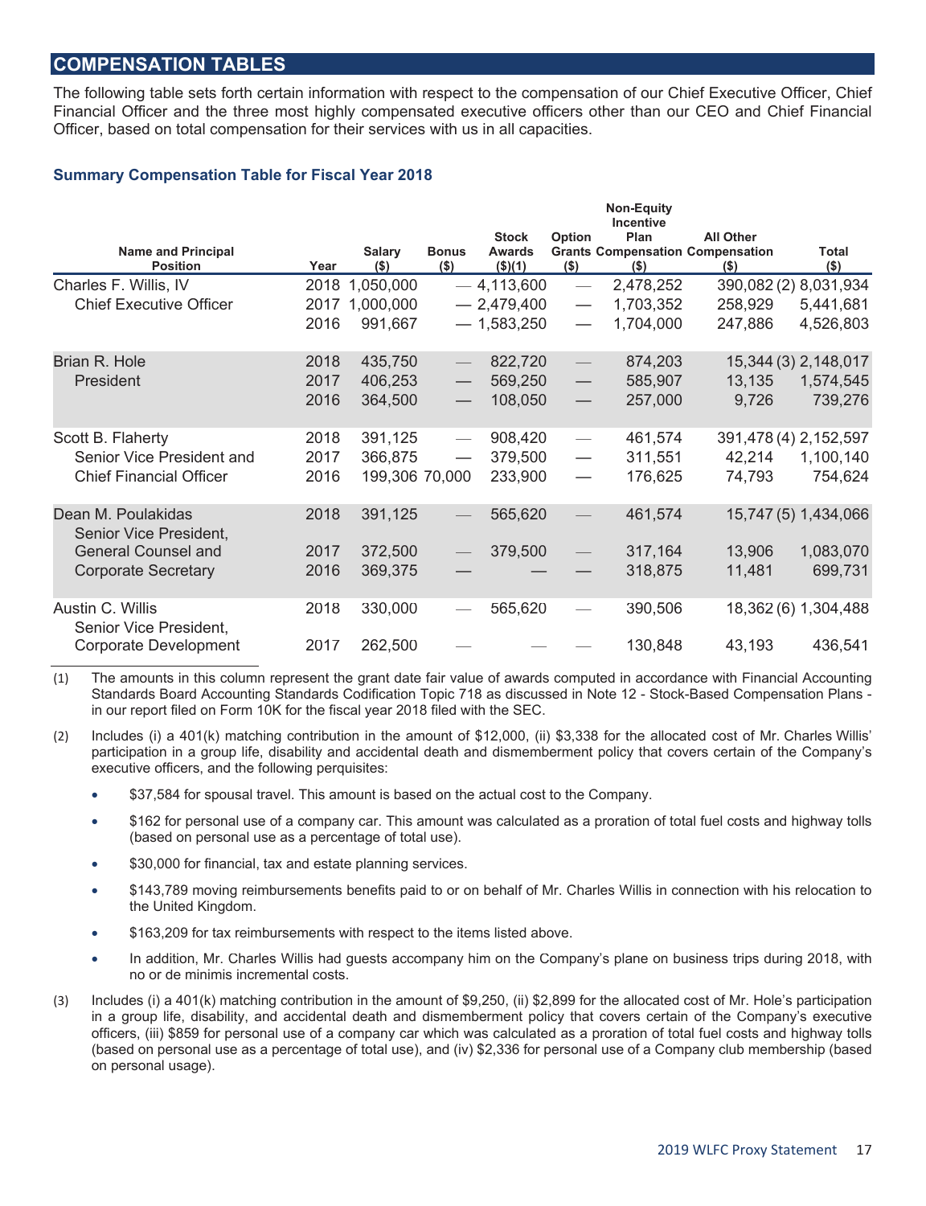## COMPENSATION TABLES

The following table sets forth certain information with respect to the compensation of our Chief Executive Officer, Chief Financial Officer and the three most highly compensated executive officers other than our CEO and Chief Financial Officer, based on total compensation for their services with us in all capacities.

### Summary Compensation Table for Fiscal Year 2018

| Name and Principal Position | Year | Salary ($) | Bonus ($) | Stock Awards ($)(1) | Option Grants ($) | Non-Equity Incentive Plan Compensation ($) | All Other Compensation ($) | Total ($) |
|---|---|---|---|---|---|---|---|---|
| Charles F. Willis, IV | 2018 | 1,050,000 | — | 4,113,600 | — | 2,478,252 | 390,082 (2) | 8,031,934 |
| Chief Executive Officer | 2017 | 1,000,000 | — | 2,479,400 | — | 1,703,352 | 258,929 | 5,441,681 |
| | 2016 | 991,667 | — | 1,583,250 | — | 1,704,000 | 247,886 | 4,526,803 |
| Brian R. Hole | 2018 | 435,750 | — | 822,720 | — | 874,203 | 15,344 (3) | 2,148,017 |
| President | 2017 | 406,253 | — | 569,250 | — | 585,907 | 13,135 | 1,574,545 |
| | 2016 | 364,500 | — | 108,050 | — | 257,000 | 9,726 | 739,276 |
| Scott B. Flaherty | 2018 | 391,125 | — | 908,420 | — | 461,574 | 391,478 (4) | 2,152,597 |
| Senior Vice President and | 2017 | 366,875 | — | 379,500 | — | 311,551 | 42,214 | 1,100,140 |
| Chief Financial Officer | 2016 | 199,306 | 70,000 | 233,900 | — | 176,625 | 74,793 | 754,624 |
| Dean M. Poulakidas Senior Vice President, | 2018 | 391,125 | — | 565,620 | — | 461,574 | 15,747 (5) | 1,434,066 |
| General Counsel and | 2017 | 372,500 | — | 379,500 | — | 317,164 | 13,906 | 1,083,070 |
| Corporate Secretary | 2016 | 369,375 | — | — | — | 318,875 | 11,481 | 699,731 |
| Austin C. Willis Senior Vice President, | 2018 | 330,000 | — | 565,620 | — | 390,506 | 18,362 (6) | 1,304,488 |
| Corporate Development | 2017 | 262,500 | — | — | — | 130,848 | 43,193 | 436,541 |

(1) The amounts in this column represent the grant date fair value of awards computed in accordance with Financial Accounting Standards Board Accounting Standards Codification Topic 718 as discussed in Note 12 - Stock-Based Compensation Plans - in our report filed on Form 10K for the fiscal year 2018 filed with the SEC.

(2) Includes (i) a 401(k) matching contribution in the amount of $12,000, (ii) $3,338 for the allocated cost of Mr. Charles Willis' participation in a group life, disability and accidental death and dismemberment policy that covers certain of the Company's executive officers, and the following perquisites:

- $37,584 for spousal travel. This amount is based on the actual cost to the Company.
- $162 for personal use of a company car. This amount was calculated as a proration of total fuel costs and highway tolls (based on personal use as a percentage of total use).
- $30,000 for financial, tax and estate planning services.
- $143,789 moving reimbursements benefits paid to or on behalf of Mr. Charles Willis in connection with his relocation to the United Kingdom.
- $163,209 for tax reimbursements with respect to the items listed above.
- In addition, Mr. Charles Willis had guests accompany him on the Company's plane on business trips during 2018, with no or de minimis incremental costs.

(3) Includes (i) a 401(k) matching contribution in the amount of $9,250, (ii) $2,899 for the allocated cost of Mr. Hole's participation in a group life, disability, and accidental death and dismemberment policy that covers certain of the Company's executive officers, (iii) $859 for personal use of a company car which was calculated as a proration of total fuel costs and highway tolls (based on personal use as a percentage of total use), and (iv) $2,336 for personal use of a Company club membership (based on personal usage).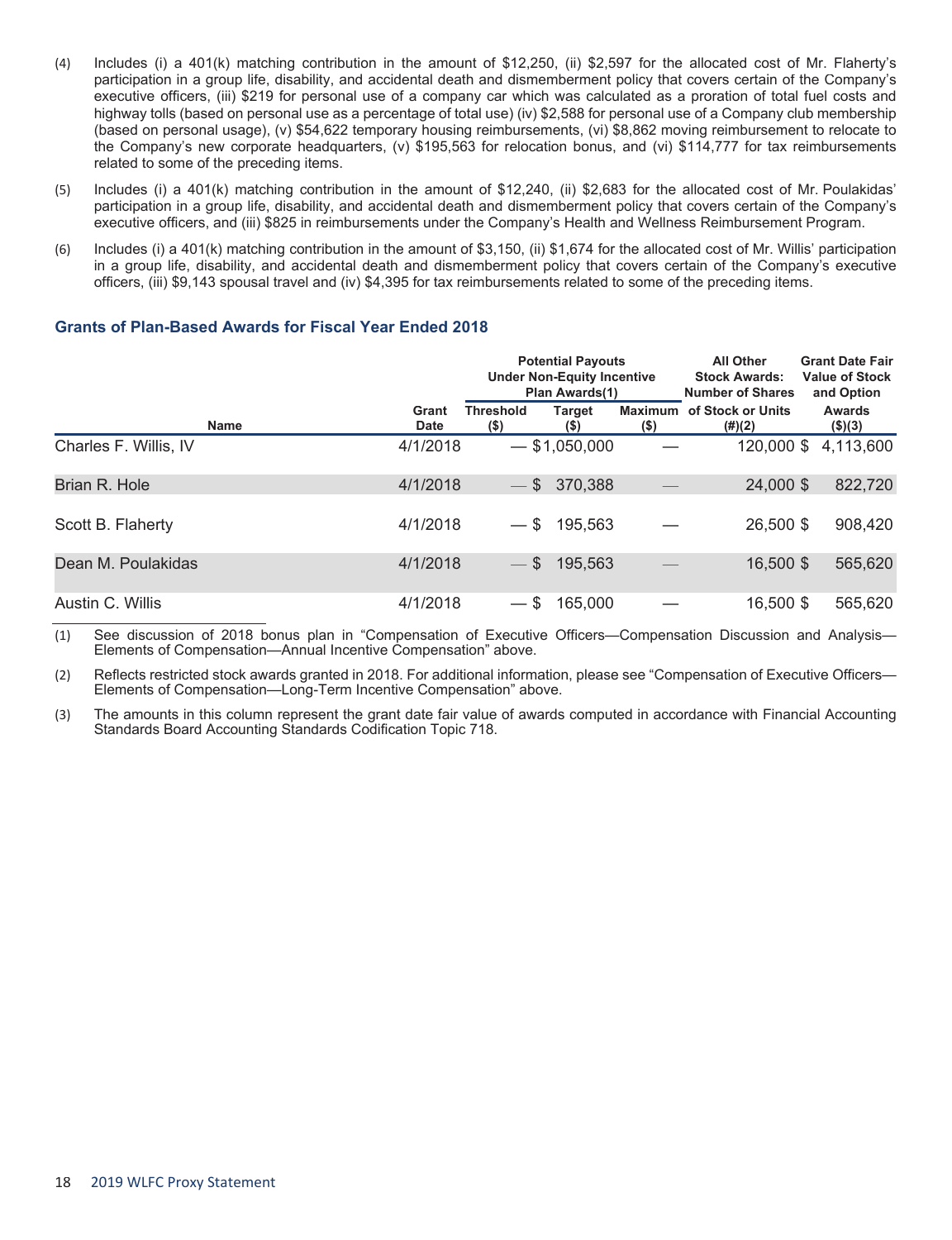(4) Includes (i) a 401(k) matching contribution in the amount of $12,250, (ii) $2,597 for the allocated cost of Mr. Flaherty's participation in a group life, disability, and accidental death and dismemberment policy that covers certain of the Company's executive officers, (iii) $219 for personal use of a company car which was calculated as a proration of total fuel costs and highway tolls (based on personal use as a percentage of total use) (iv) $2,588 for personal use of a Company club membership (based on personal usage), (v) $54,622 temporary housing reimbursements, (vi) $8,862 moving reimbursement to relocate to the Company's new corporate headquarters, (v) $195,563 for relocation bonus, and (vi) $114,777 for tax reimbursements related to some of the preceding items.

(5) Includes (i) a 401(k) matching contribution in the amount of $12,240, (ii) $2,683 for the allocated cost of Mr. Poulakidas' participation in a group life, disability, and accidental death and dismemberment policy that covers certain of the Company's executive officers, and (iii) $825 in reimbursements under the Company's Health and Wellness Reimbursement Program.

(6) Includes (i) a 401(k) matching contribution in the amount of $3,150, (ii) $1,674 for the allocated cost of Mr. Willis' participation in a group life, disability, and accidental death and dismemberment policy that covers certain of the Company's executive officers, (iii) $9,143 spousal travel and (iv) $4,395 for tax reimbursements related to some of the preceding items.

### Grants of Plan-Based Awards for Fiscal Year Ended 2018

| | | Potential Payouts Under Non-Equity Incentive Plan Awards(1) | | | All Other Stock Awards: Number of Shares | Grant Date Fair Value of Stock and Option |
|---|---|---|---|---|---|---|
| **Name** | **Grant Date** | **Threshold ($)** | **Target ($)** | **Maximum ($)** | **of Stock or Units (#)(2)** | **Awards ($)(3)** |
| Charles F. Willis, IV | 4/1/2018 | — | $1,050,000 | — | 120,000 | $ 4,113,600 |
| Brian R. Hole | 4/1/2018 | — | $ 370,388 | — | 24,000 | $ 822,720 |
| Scott B. Flaherty | 4/1/2018 | — | $ 195,563 | — | 26,500 | $ 908,420 |
| Dean M. Poulakidas | 4/1/2018 | — | $ 195,563 | — | 16,500 | $ 565,620 |
| Austin C. Willis | 4/1/2018 | — | $ 165,000 | — | 16,500 | $ 565,620 |

(1) See discussion of 2018 bonus plan in "Compensation of Executive Officers—Compensation Discussion and Analysis—Elements of Compensation—Annual Incentive Compensation" above.

(2) Reflects restricted stock awards granted in 2018. For additional information, please see "Compensation of Executive Officers—Elements of Compensation—Long-Term Incentive Compensation" above.

(3) The amounts in this column represent the grant date fair value of awards computed in accordance with Financial Accounting Standards Board Accounting Standards Codification Topic 718.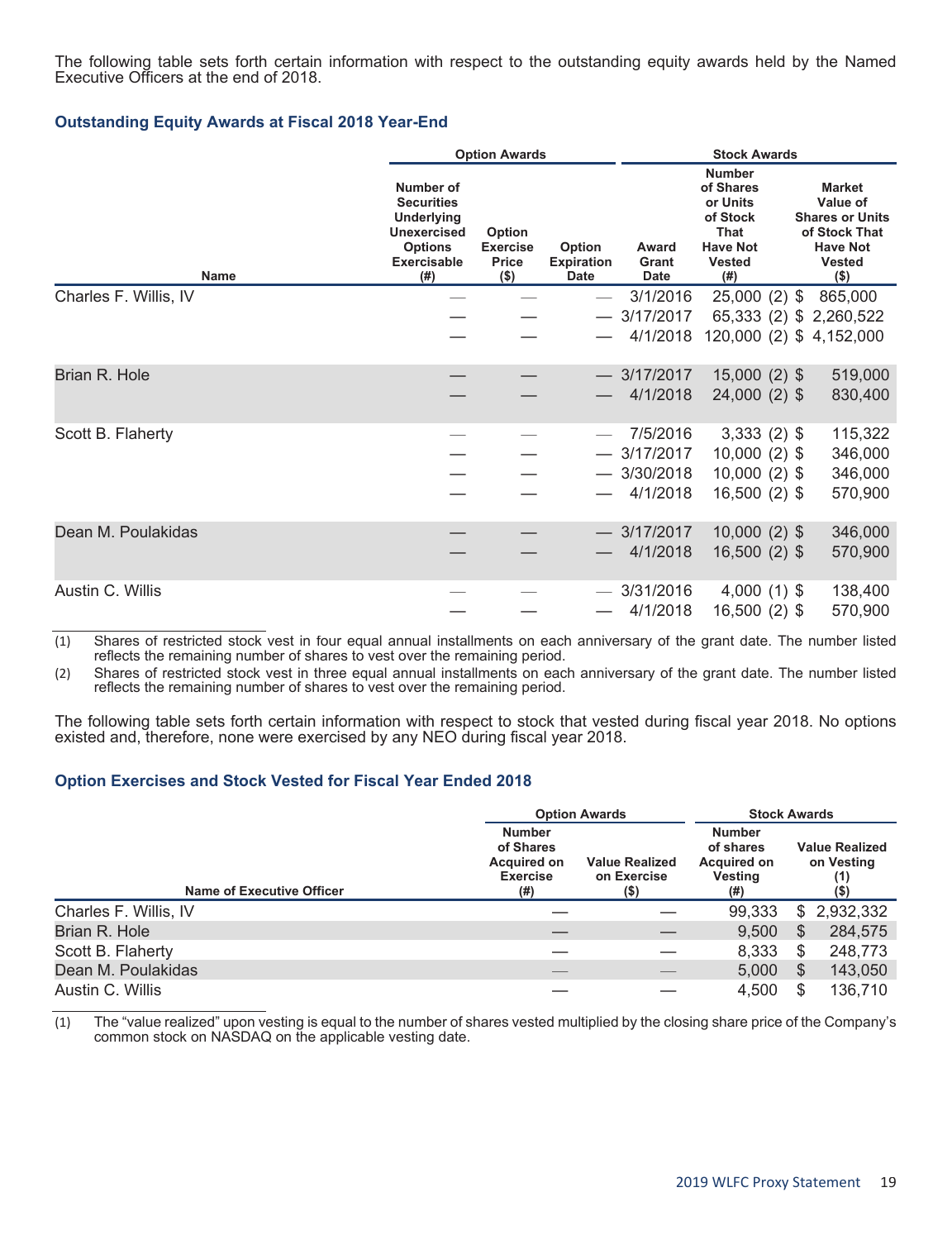The following table sets forth certain information with respect to the outstanding equity awards held by the Named Executive Officers at the end of 2018.

### Outstanding Equity Awards at Fiscal 2018 Year-End

| | Option Awards | | | Stock Awards | | |
|---|---|---|---|---|---|---|
| Name | Number of Securities Underlying Unexercised Options Exercisable (#) | Option Exercise Price ($) | Option Expiration Date | Award Grant Date | Number of Shares or Units of Stock That Have Not Vested (#) | Market Value of Shares or Units of Stock That Have Not Vested ($) |
| Charles F. Willis, IV | — | — | — | 3/1/2016 | 25,000 (2) | $ 865,000 |
| | — | — | — | 3/17/2017 | 65,333 (2) | $ 2,260,522 |
| | — | — | — | 4/1/2018 | 120,000 (2) | $ 4,152,000 |
| Brian R. Hole | — | — | — | 3/17/2017 | 15,000 (2) | $ 519,000 |
| | — | — | — | 4/1/2018 | 24,000 (2) | $ 830,400 |
| Scott B. Flaherty | — | — | — | 7/5/2016 | 3,333 (2) | $ 115,322 |
| | — | — | — | 3/17/2017 | 10,000 (2) | $ 346,000 |
| | — | — | — | 3/30/2018 | 10,000 (2) | $ 346,000 |
| | — | — | — | 4/1/2018 | 16,500 (2) | $ 570,900 |
| Dean M. Poulakidas | — | — | — | 3/17/2017 | 10,000 (2) | $ 346,000 |
| | — | — | — | 4/1/2018 | 16,500 (2) | $ 570,900 |
| Austin C. Willis | — | — | — | 3/31/2016 | 4,000 (1) | $ 138,400 |
| | — | — | — | 4/1/2018 | 16,500 (2) | $ 570,900 |

(1) Shares of restricted stock vest in four equal annual installments on each anniversary of the grant date. The number listed reflects the remaining number of shares to vest over the remaining period.

(2) Shares of restricted stock vest in three equal annual installments on each anniversary of the grant date. The number listed reflects the remaining number of shares to vest over the remaining period.

The following table sets forth certain information with respect to stock that vested during fiscal year 2018. No options existed and, therefore, none were exercised by any NEO during fiscal year 2018.

### Option Exercises and Stock Vested for Fiscal Year Ended 2018

| | Option Awards | | Stock Awards | |
|---|---|---|---|---|
| Name of Executive Officer | Number of Shares Acquired on Exercise (#) | Value Realized on Exercise ($) | Number of shares Acquired on Vesting (#) | Value Realized on Vesting (1) ($) |
| Charles F. Willis, IV | — | — | 99,333 | $ 2,932,332 |
| Brian R. Hole | — | — | 9,500 | $ 284,575 |
| Scott B. Flaherty | — | — | 8,333 | $ 248,773 |
| Dean M. Poulakidas | — | — | 5,000 | $ 143,050 |
| Austin C. Willis | — | — | 4,500 | $ 136,710 |

(1) The "value realized" upon vesting is equal to the number of shares vested multiplied by the closing share price of the Company's common stock on NASDAQ on the applicable vesting date.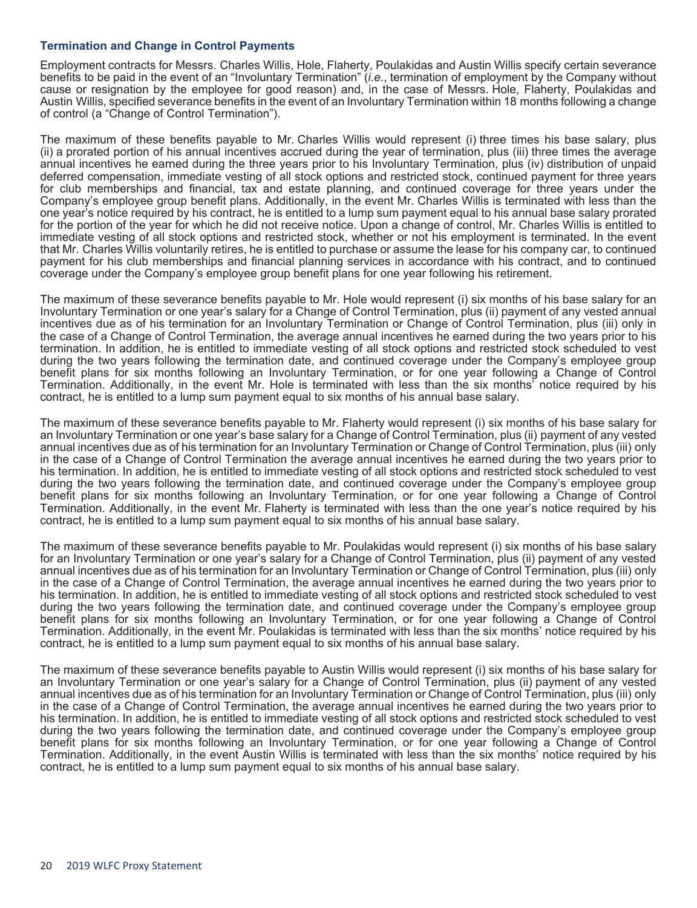### Termination and Change in Control Payments

Employment contracts for Messrs. Charles Willis, Hole, Flaherty, Poulakidas and Austin Willis specify certain severance benefits to be paid in the event of an "Involuntary Termination" (*i.e.*, termination of employment by the Company without cause or resignation by the employee for good reason) and, in the case of Messrs. Hole, Flaherty, Poulakidas and Austin Willis, specified severance benefits in the event of an Involuntary Termination within 18 months following a change of control (a "Change of Control Termination").

The maximum of these benefits payable to Mr. Charles Willis would represent (i) three times his base salary, plus (ii) a prorated portion of his annual incentives accrued during the year of termination, plus (iii) three times the average annual incentives he earned during the three years prior to his Involuntary Termination, plus (iv) distribution of unpaid deferred compensation, immediate vesting of all stock options and restricted stock, continued payment for three years for club memberships and financial, tax and estate planning, and continued coverage for three years under the Company's employee group benefit plans. Additionally, in the event Mr. Charles Willis is terminated with less than the one year's notice required by his contract, he is entitled to a lump sum payment equal to his annual base salary prorated for the portion of the year for which he did not receive notice. Upon a change of control, Mr. Charles Willis is entitled to immediate vesting of all stock options and restricted stock, whether or not his employment is terminated. In the event that Mr. Charles Willis voluntarily retires, he is entitled to purchase or assume the lease for his company car, to continued payment for his club memberships and financial planning services in accordance with his contract, and to continued coverage under the Company's employee group benefit plans for one year following his retirement.

The maximum of these severance benefits payable to Mr. Hole would represent (i) six months of his base salary for an Involuntary Termination or one year's salary for a Change of Control Termination, plus (ii) payment of any vested annual incentives due as of his termination for an Involuntary Termination or Change of Control Termination, plus (iii) only in the case of a Change of Control Termination, the average annual incentives he earned during the two years prior to his termination. In addition, he is entitled to immediate vesting of all stock options and restricted stock scheduled to vest during the two years following the termination date, and continued coverage under the Company's employee group benefit plans for six months following an Involuntary Termination, or for one year following a Change of Control Termination. Additionally, in the event Mr. Hole is terminated with less than the six months' notice required by his contract, he is entitled to a lump sum payment equal to six months of his annual base salary.

The maximum of these severance benefits payable to Mr. Flaherty would represent (i) six months of his base salary for an Involuntary Termination or one year's base salary for a Change of Control Termination, plus (ii) payment of any vested annual incentives due as of his termination for an Involuntary Termination or Change of Control Termination, plus (iii) only in the case of a Change of Control Termination the average annual incentives he earned during the two years prior to his termination. In addition, he is entitled to immediate vesting of all stock options and restricted stock scheduled to vest during the two years following the termination date, and continued coverage under the Company's employee group benefit plans for six months following an Involuntary Termination, or for one year following a Change of Control Termination. Additionally, in the event Mr. Flaherty is terminated with less than the one year's notice required by his contract, he is entitled to a lump sum payment equal to six months of his annual base salary.

The maximum of these severance benefits payable to Mr. Poulakidas would represent (i) six months of his base salary for an Involuntary Termination or one year's salary for a Change of Control Termination, plus (ii) payment of any vested annual incentives due as of his termination for an Involuntary Termination or Change of Control Termination, plus (iii) only in the case of a Change of Control Termination, the average annual incentives he earned during the two years prior to his termination. In addition, he is entitled to immediate vesting of all stock options and restricted stock scheduled to vest during the two years following the termination date, and continued coverage under the Company's employee group benefit plans for six months following an Involuntary Termination, or for one year following a Change of Control Termination. Additionally, in the event Mr. Poulakidas is terminated with less than the six months' notice required by his contract, he is entitled to a lump sum payment equal to six months of his annual base salary.

The maximum of these severance benefits payable to Austin Willis would represent (i) six months of his base salary for an Involuntary Termination or one year's salary for a Change of Control Termination, plus (ii) payment of any vested annual incentives due as of his termination for an Involuntary Termination or Change of Control Termination, plus (iii) only in the case of a Change of Control Termination, the average annual incentives he earned during the two years prior to his termination. In addition, he is entitled to immediate vesting of all stock options and restricted stock scheduled to vest during the two years following the termination date, and continued coverage under the Company's employee group benefit plans for six months following an Involuntary Termination, or for one year following a Change of Control Termination. Additionally, in the event Austin Willis is terminated with less than the six months' notice required by his contract, he is entitled to a lump sum payment equal to six months of his annual base salary.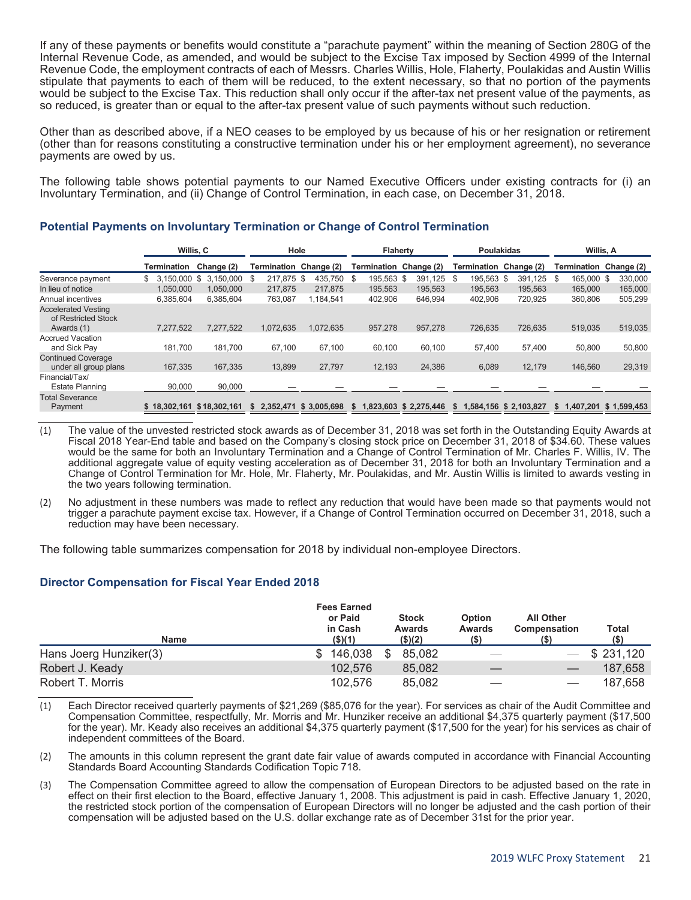If any of these payments or benefits would constitute a "parachute payment" within the meaning of Section 280G of the Internal Revenue Code, as amended, and would be subject to the Excise Tax imposed by Section 4999 of the Internal Revenue Code, the employment contracts of each of Messrs. Charles Willis, Hole, Flaherty, Poulakidas and Austin Willis stipulate that payments to each of them will be reduced, to the extent necessary, so that no portion of the payments would be subject to the Excise Tax. This reduction shall only occur if the after-tax net present value of the payments, as so reduced, is greater than or equal to the after-tax present value of such payments without such reduction.

Other than as described above, if a NEO ceases to be employed by us because of his or her resignation or retirement (other than for reasons constituting a constructive termination under his or her employment agreement), no severance payments are owed by us.

The following table shows potential payments to our Named Executive Officers under existing contracts for (i) an Involuntary Termination, and (ii) Change of Control Termination, in each case, on December 31, 2018.

## Potential Payments on Involuntary Termination or Change of Control Termination

| | Willis, C | | Hole | | Flaherty | | Poulakidas | | Willis, A | |
|---|---|---|---|---|---|---|---|---|---|---|
| | Termination | Change (2) | Termination | Change (2) | Termination | Change (2) | Termination | Change (2) | Termination | Change (2) |
| Severance payment | $ 3,150,000 | $ 3,150,000 | $ 217,875 | $ 435,750 | $ 195,563 | $ 391,125 | $ 195,563 | $ 391,125 | $ 165,000 | $ 330,000 |
| In lieu of notice | 1,050,000 | 1,050,000 | 217,875 | 217,875 | 195,563 | 195,563 | 195,563 | 195,563 | 165,000 | 165,000 |
| Annual incentives | 6,385,604 | 6,385,604 | 763,087 | 1,184,541 | 402,906 | 646,994 | 402,906 | 720,925 | 360,806 | 505,299 |
| Accelerated Vesting of Restricted Stock Awards (1) | 7,277,522 | 7,277,522 | 1,072,635 | 1,072,635 | 957,278 | 957,278 | 726,635 | 726,635 | 519,035 | 519,035 |
| Accrued Vacation and Sick Pay | 181,700 | 181,700 | 67,100 | 67,100 | 60,100 | 60,100 | 57,400 | 57,400 | 50,800 | 50,800 |
| Continued Coverage under all group plans | 167,335 | 167,335 | 13,899 | 27,797 | 12,193 | 24,386 | 6,089 | 12,179 | 146,560 | 29,319 |
| Financial/Tax/ Estate Planning | 90,000 | 90,000 | — | — | — | — | — | — | — | — |
| Total Severance Payment | $ 18,302,161 | $ 18,302,161 | $ 2,352,471 | $ 3,005,698 | $ 1,823,603 | $ 2,275,446 | $ 1,584,156 | $ 2,103,827 | $ 1,407,201 | $ 1,599,453 |

(1) The value of the unvested restricted stock awards as of December 31, 2018 was set forth in the Outstanding Equity Awards at Fiscal 2018 Year-End table and based on the Company's closing stock price on December 31, 2018 of $34.60. These values would be the same for both an Involuntary Termination and a Change of Control Termination of Mr. Charles F. Willis, IV. The additional aggregate value of equity vesting acceleration as of December 31, 2018 for both an Involuntary Termination and a Change of Control Termination for Mr. Hole, Mr. Flaherty, Mr. Poulakidas, and Mr. Austin Willis is limited to awards vesting in the two years following termination.

(2) No adjustment in these numbers was made to reflect any reduction that would have been made so that payments would not trigger a parachute payment excise tax. However, if a Change of Control Termination occurred on December 31, 2018, such a reduction may have been necessary.

The following table summarizes compensation for 2018 by individual non-employee Directors.

## Director Compensation for Fiscal Year Ended 2018

| Name | Fees Earned or Paid in Cash ($)(1) | Stock Awards ($)(2) | Option Awards ($) | All Other Compensation ($) | Total ($) |
|---|---|---|---|---|---|
| Hans Joerg Hunziker(3) | $ 146,038 | $ 85,082 | — | — | $ 231,120 |
| Robert J. Keady | 102,576 | 85,082 | — | — | 187,658 |
| Robert T. Morris | 102,576 | 85,082 | — | — | 187,658 |

(1) Each Director received quarterly payments of $21,269 ($85,076 for the year). For services as chair of the Audit Committee and Compensation Committee, respectfully, Mr. Morris and Mr. Hunziker receive an additional $4,375 quarterly payment ($17,500 for the year). Mr. Keady also receives an additional $4,375 quarterly payment ($17,500 for the year) for his services as chair of independent committees of the Board.

(2) The amounts in this column represent the grant date fair value of awards computed in accordance with Financial Accounting Standards Board Accounting Standards Codification Topic 718.

(3) The Compensation Committee agreed to allow the compensation of European Directors to be adjusted based on the rate in effect on their first election to the Board, effective January 1, 2008. This adjustment is paid in cash. Effective January 1, 2020, the restricted stock portion of the compensation of European Directors will no longer be adjusted and the cash portion of their compensation will be adjusted based on the U.S. dollar exchange rate as of December 31st for the prior year.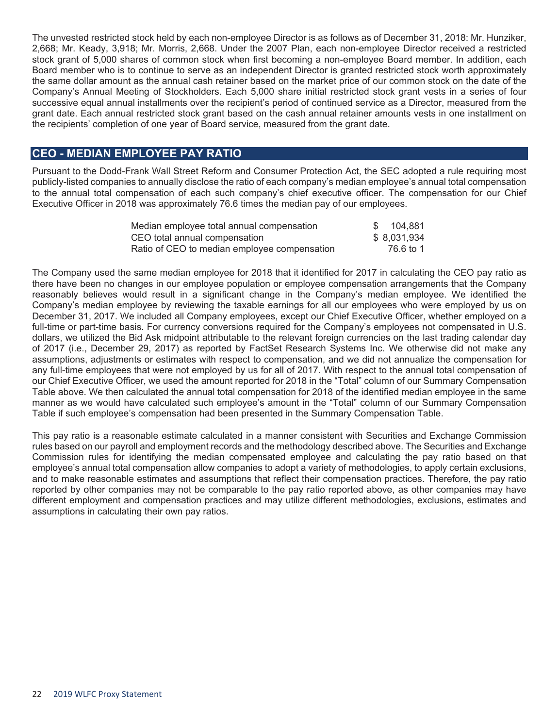The unvested restricted stock held by each non-employee Director is as follows as of December 31, 2018: Mr. Hunziker, 2,668; Mr. Keady, 3,918; Mr. Morris, 2,668. Under the 2007 Plan, each non-employee Director received a restricted stock grant of 5,000 shares of common stock when first becoming a non-employee Board member. In addition, each Board member who is to continue to serve as an independent Director is granted restricted stock worth approximately the same dollar amount as the annual cash retainer based on the market price of our common stock on the date of the Company's Annual Meeting of Stockholders. Each 5,000 share initial restricted stock grant vests in a series of four successive equal annual installments over the recipient's period of continued service as a Director, measured from the grant date. Each annual restricted stock grant based on the cash annual retainer amounts vests in one installment on the recipients' completion of one year of Board service, measured from the grant date.

## CEO - MEDIAN EMPLOYEE PAY RATIO

Pursuant to the Dodd-Frank Wall Street Reform and Consumer Protection Act, the SEC adopted a rule requiring most publicly-listed companies to annually disclose the ratio of each company's median employee's annual total compensation to the annual total compensation of each such company's chief executive officer. The compensation for our Chief Executive Officer in 2018 was approximately 76.6 times the median pay of our employees.

| | |
|---|---|
| Median employee total annual compensation | $ 104,881 |
| CEO total annual compensation | $ 8,031,934 |
| Ratio of CEO to median employee compensation | 76.6 to 1 |

The Company used the same median employee for 2018 that it identified for 2017 in calculating the CEO pay ratio as there have been no changes in our employee population or employee compensation arrangements that the Company reasonably believes would result in a significant change in the Company's median employee. We identified the Company's median employee by reviewing the taxable earnings for all our employees who were employed by us on December 31, 2017. We included all Company employees, except our Chief Executive Officer, whether employed on a full-time or part-time basis. For currency conversions required for the Company's employees not compensated in U.S. dollars, we utilized the Bid Ask midpoint attributable to the relevant foreign currencies on the last trading calendar day of 2017 (i.e., December 29, 2017) as reported by FactSet Research Systems Inc. We otherwise did not make any assumptions, adjustments or estimates with respect to compensation, and we did not annualize the compensation for any full-time employees that were not employed by us for all of 2017. With respect to the annual total compensation of our Chief Executive Officer, we used the amount reported for 2018 in the "Total" column of our Summary Compensation Table above. We then calculated the annual total compensation for 2018 of the identified median employee in the same manner as we would have calculated such employee's amount in the "Total" column of our Summary Compensation Table if such employee's compensation had been presented in the Summary Compensation Table.

This pay ratio is a reasonable estimate calculated in a manner consistent with Securities and Exchange Commission rules based on our payroll and employment records and the methodology described above. The Securities and Exchange Commission rules for identifying the median compensated employee and calculating the pay ratio based on that employee's annual total compensation allow companies to adopt a variety of methodologies, to apply certain exclusions, and to make reasonable estimates and assumptions that reflect their compensation practices. Therefore, the pay ratio reported by other companies may not be comparable to the pay ratio reported above, as other companies may have different employment and compensation practices and may utilize different methodologies, exclusions, estimates and assumptions in calculating their own pay ratios.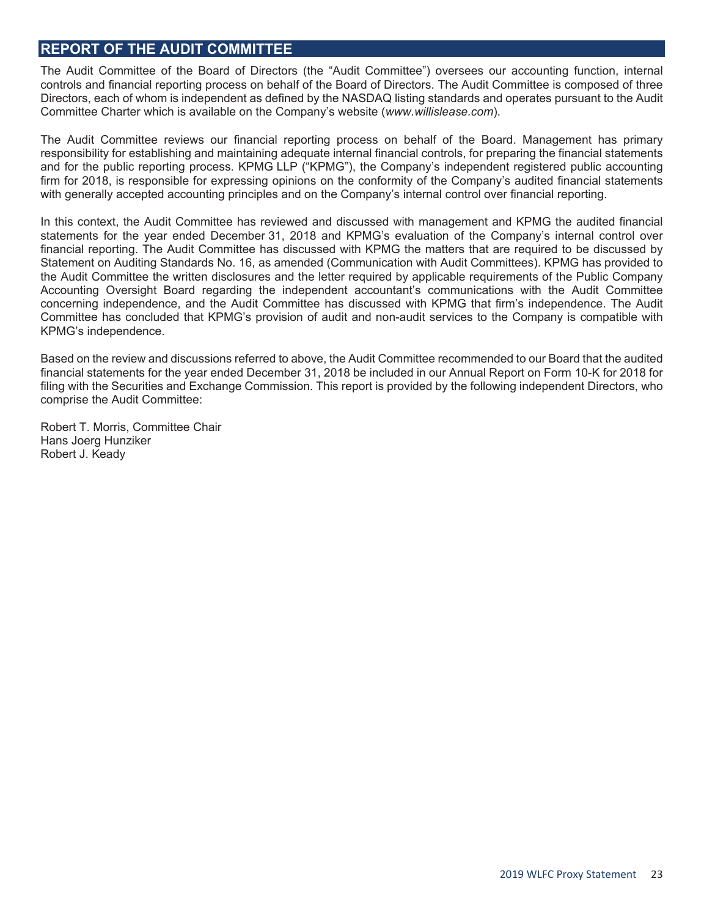## REPORT OF THE AUDIT COMMITTEE

The Audit Committee of the Board of Directors (the "Audit Committee") oversees our accounting function, internal controls and financial reporting process on behalf of the Board of Directors. The Audit Committee is composed of three Directors, each of whom is independent as defined by the NASDAQ listing standards and operates pursuant to the Audit Committee Charter which is available on the Company's website (*www.willislease.com*).

The Audit Committee reviews our financial reporting process on behalf of the Board. Management has primary responsibility for establishing and maintaining adequate internal financial controls, for preparing the financial statements and for the public reporting process. KPMG LLP ("KPMG"), the Company's independent registered public accounting firm for 2018, is responsible for expressing opinions on the conformity of the Company's audited financial statements with generally accepted accounting principles and on the Company's internal control over financial reporting.

In this context, the Audit Committee has reviewed and discussed with management and KPMG the audited financial statements for the year ended December 31, 2018 and KPMG's evaluation of the Company's internal control over financial reporting. The Audit Committee has discussed with KPMG the matters that are required to be discussed by Statement on Auditing Standards No. 16, as amended (Communication with Audit Committees). KPMG has provided to the Audit Committee the written disclosures and the letter required by applicable requirements of the Public Company Accounting Oversight Board regarding the independent accountant's communications with the Audit Committee concerning independence, and the Audit Committee has discussed with KPMG that firm's independence. The Audit Committee has concluded that KPMG's provision of audit and non-audit services to the Company is compatible with KPMG's independence.

Based on the review and discussions referred to above, the Audit Committee recommended to our Board that the audited financial statements for the year ended December 31, 2018 be included in our Annual Report on Form 10-K for 2018 for filing with the Securities and Exchange Commission. This report is provided by the following independent Directors, who comprise the Audit Committee:

Robert T. Morris, Committee Chair
Hans Joerg Hunziker
Robert J. Keady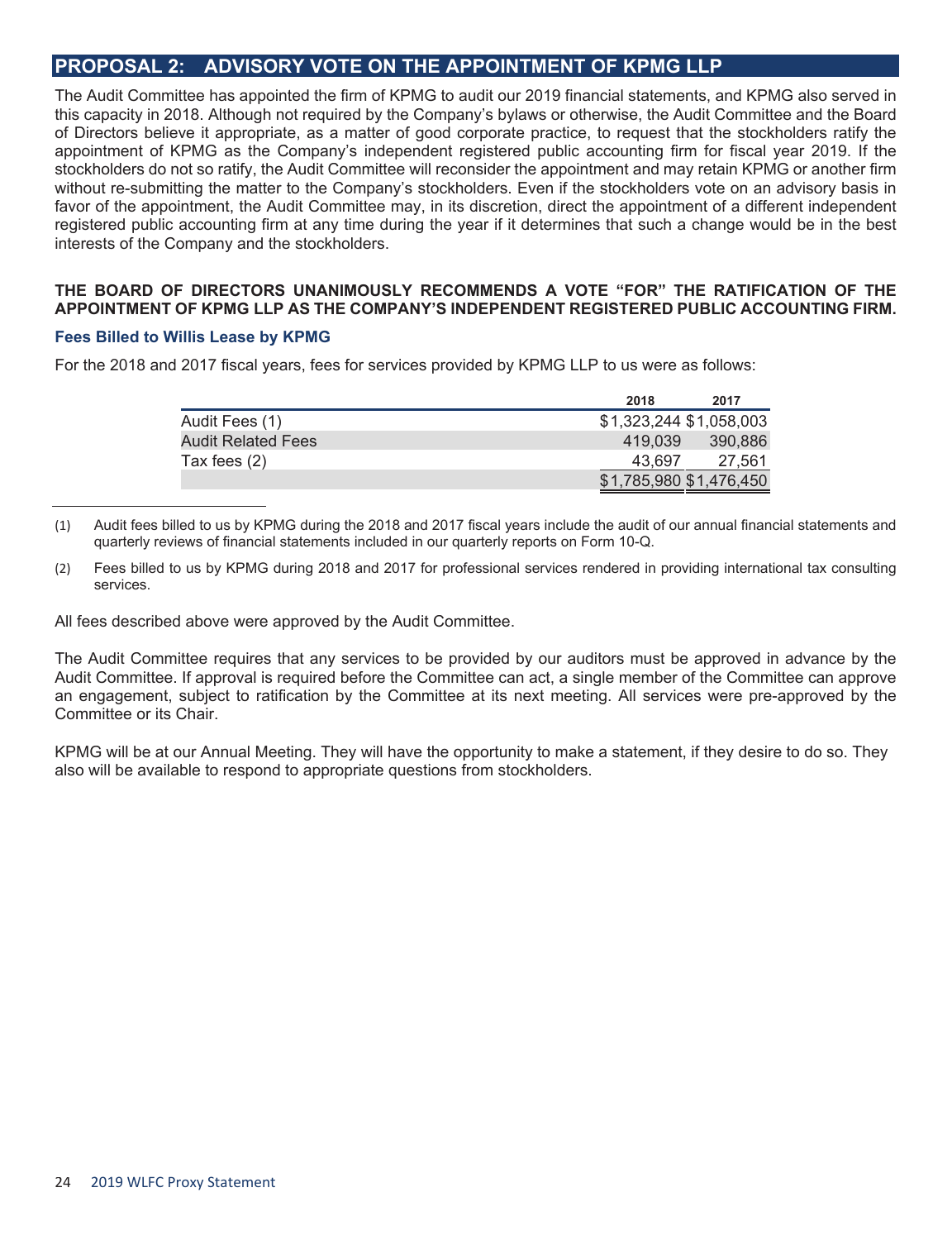## PROPOSAL 2: ADVISORY VOTE ON THE APPOINTMENT OF KPMG LLP

The Audit Committee has appointed the firm of KPMG to audit our 2019 financial statements, and KPMG also served in this capacity in 2018. Although not required by the Company's bylaws or otherwise, the Audit Committee and the Board of Directors believe it appropriate, as a matter of good corporate practice, to request that the stockholders ratify the appointment of KPMG as the Company's independent registered public accounting firm for fiscal year 2019. If the stockholders do not so ratify, the Audit Committee will reconsider the appointment and may retain KPMG or another firm without re-submitting the matter to the Company's stockholders. Even if the stockholders vote on an advisory basis in favor of the appointment, the Audit Committee may, in its discretion, direct the appointment of a different independent registered public accounting firm at any time during the year if it determines that such a change would be in the best interests of the Company and the stockholders.

**THE BOARD OF DIRECTORS UNANIMOUSLY RECOMMENDS A VOTE "FOR" THE RATIFICATION OF THE APPOINTMENT OF KPMG LLP AS THE COMPANY'S INDEPENDENT REGISTERED PUBLIC ACCOUNTING FIRM.**

### Fees Billed to Willis Lease by KPMG

For the 2018 and 2017 fiscal years, fees for services provided by KPMG LLP to us were as follows:

| | 2018 | 2017 |
|---|---|---|
| Audit Fees (1) | $1,323,244 | $1,058,003 |
| Audit Related Fees | 419,039 | 390,886 |
| Tax fees (2) | 43,697 | 27,561 |
| | $1,785,980 | $1,476,450 |

(1) Audit fees billed to us by KPMG during the 2018 and 2017 fiscal years include the audit of our annual financial statements and quarterly reviews of financial statements included in our quarterly reports on Form 10-Q.

(2) Fees billed to us by KPMG during 2018 and 2017 for professional services rendered in providing international tax consulting services.

All fees described above were approved by the Audit Committee.

The Audit Committee requires that any services to be provided by our auditors must be approved in advance by the Audit Committee. If approval is required before the Committee can act, a single member of the Committee can approve an engagement, subject to ratification by the Committee at its next meeting. All services were pre-approved by the Committee or its Chair.

KPMG will be at our Annual Meeting. They will have the opportunity to make a statement, if they desire to do so. They also will be available to respond to appropriate questions from stockholders.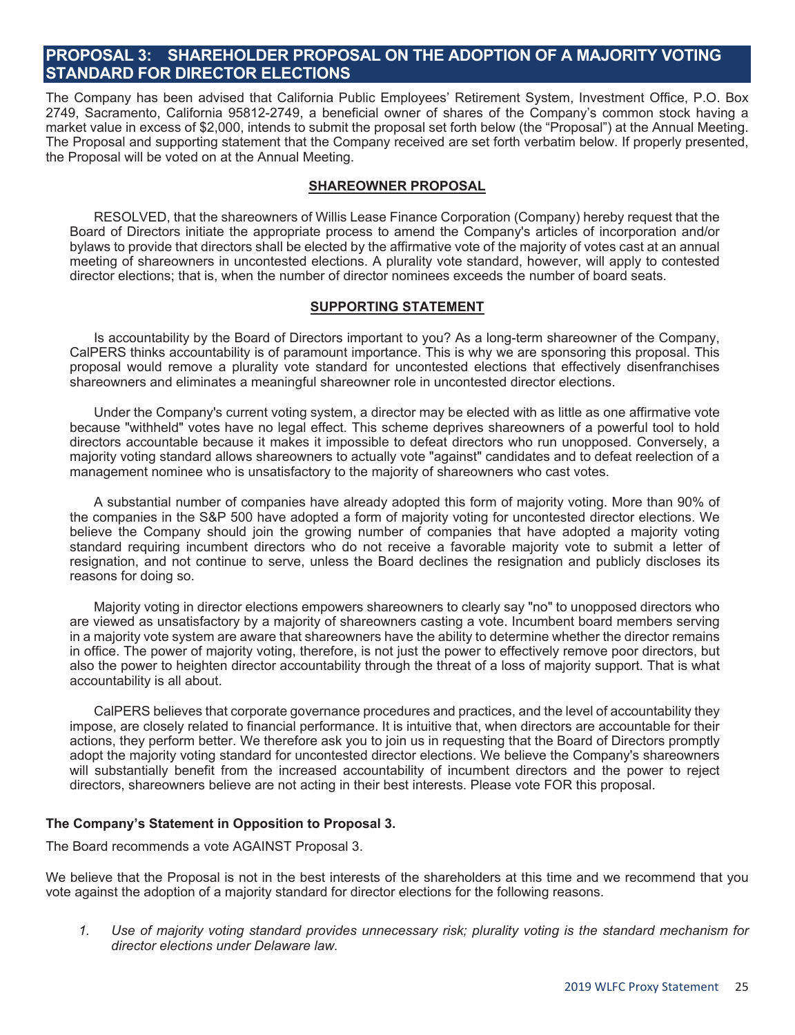## PROPOSAL 3: SHAREHOLDER PROPOSAL ON THE ADOPTION OF A MAJORITY VOTING STANDARD FOR DIRECTOR ELECTIONS

The Company has been advised that California Public Employees' Retirement System, Investment Office, P.O. Box 2749, Sacramento, California 95812-2749, a beneficial owner of shares of the Company's common stock having a market value in excess of $2,000, intends to submit the proposal set forth below (the "Proposal") at the Annual Meeting. The Proposal and supporting statement that the Company received are set forth verbatim below. If properly presented, the Proposal will be voted on at the Annual Meeting.

**SHAREOWNER PROPOSAL**

RESOLVED, that the shareowners of Willis Lease Finance Corporation (Company) hereby request that the Board of Directors initiate the appropriate process to amend the Company's articles of incorporation and/or bylaws to provide that directors shall be elected by the affirmative vote of the majority of votes cast at an annual meeting of shareowners in uncontested elections. A plurality vote standard, however, will apply to contested director elections; that is, when the number of director nominees exceeds the number of board seats.

**SUPPORTING STATEMENT**

Is accountability by the Board of Directors important to you? As a long-term shareowner of the Company, CalPERS thinks accountability is of paramount importance. This is why we are sponsoring this proposal. This proposal would remove a plurality vote standard for uncontested elections that effectively disenfranchises shareowners and eliminates a meaningful shareowner role in uncontested director elections.

Under the Company's current voting system, a director may be elected with as little as one affirmative vote because "withheld" votes have no legal effect. This scheme deprives shareowners of a powerful tool to hold directors accountable because it makes it impossible to defeat directors who run unopposed. Conversely, a majority voting standard allows shareowners to actually vote "against" candidates and to defeat reelection of a management nominee who is unsatisfactory to the majority of shareowners who cast votes.

A substantial number of companies have already adopted this form of majority voting. More than 90% of the companies in the S&P 500 have adopted a form of majority voting for uncontested director elections. We believe the Company should join the growing number of companies that have adopted a majority voting standard requiring incumbent directors who do not receive a favorable majority vote to submit a letter of resignation, and not continue to serve, unless the Board declines the resignation and publicly discloses its reasons for doing so.

Majority voting in director elections empowers shareowners to clearly say "no" to unopposed directors who are viewed as unsatisfactory by a majority of shareowners casting a vote. Incumbent board members serving in a majority vote system are aware that shareowners have the ability to determine whether the director remains in office. The power of majority voting, therefore, is not just the power to effectively remove poor directors, but also the power to heighten director accountability through the threat of a loss of majority support. That is what accountability is all about.

CalPERS believes that corporate governance procedures and practices, and the level of accountability they impose, are closely related to financial performance. It is intuitive that, when directors are accountable for their actions, they perform better. We therefore ask you to join us in requesting that the Board of Directors promptly adopt the majority voting standard for uncontested director elections. We believe the Company's shareowners will substantially benefit from the increased accountability of incumbent directors and the power to reject directors, shareowners believe are not acting in their best interests. Please vote FOR this proposal.

**The Company's Statement in Opposition to Proposal 3.**

The Board recommends a vote AGAINST Proposal 3.

We believe that the Proposal is not in the best interests of the shareholders at this time and we recommend that you vote against the adoption of a majority standard for director elections for the following reasons.

1. *Use of majority voting standard provides unnecessary risk; plurality voting is the standard mechanism for director elections under Delaware law.*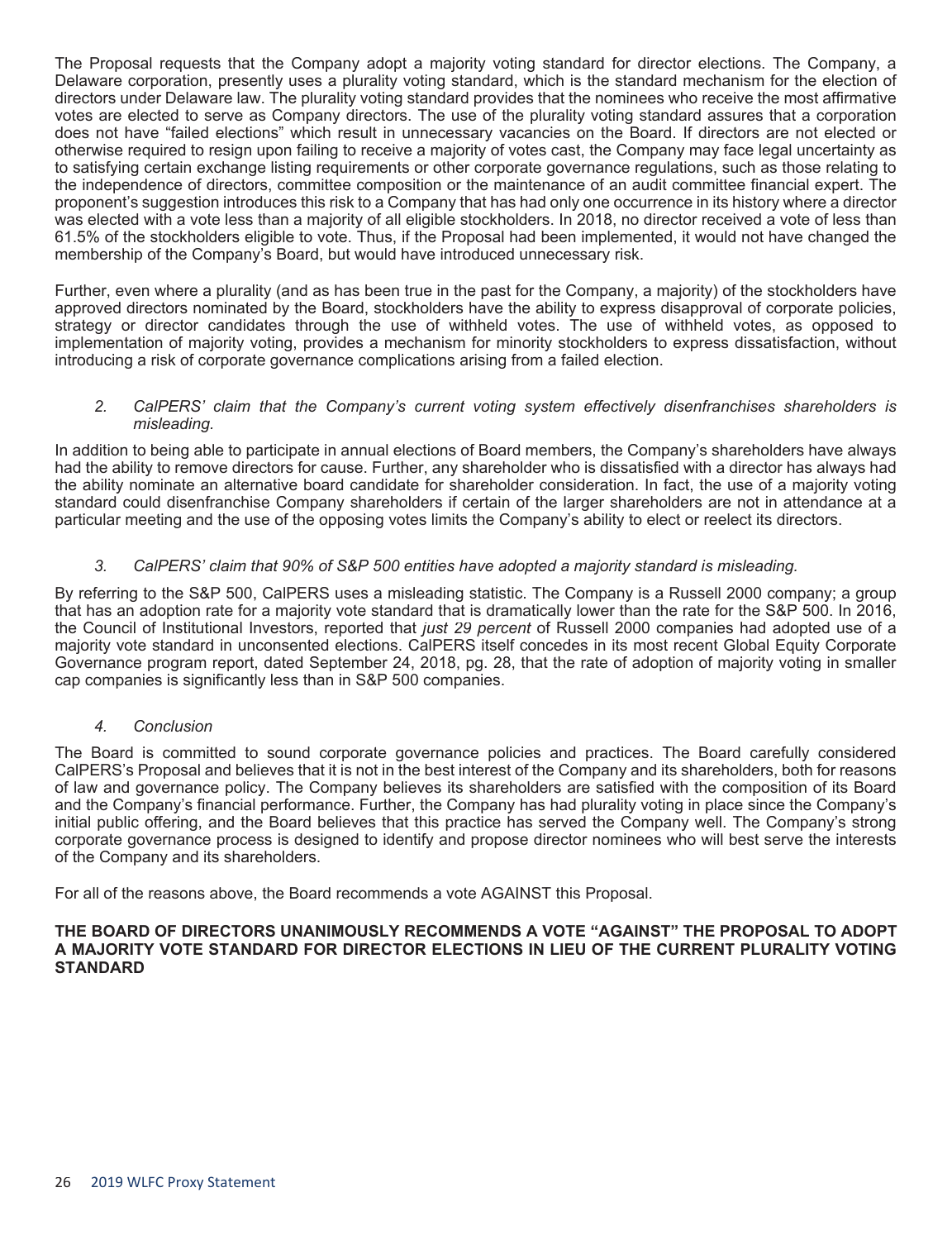The Proposal requests that the Company adopt a majority voting standard for director elections. The Company, a Delaware corporation, presently uses a plurality voting standard, which is the standard mechanism for the election of directors under Delaware law. The plurality voting standard provides that the nominees who receive the most affirmative votes are elected to serve as Company directors. The use of the plurality voting standard assures that a corporation does not have "failed elections" which result in unnecessary vacancies on the Board. If directors are not elected or otherwise required to resign upon failing to receive a majority of votes cast, the Company may face legal uncertainty as to satisfying certain exchange listing requirements or other corporate governance regulations, such as those relating to the independence of directors, committee composition or the maintenance of an audit committee financial expert. The proponent's suggestion introduces this risk to a Company that has had only one occurrence in its history where a director was elected with a vote less than a majority of all eligible stockholders. In 2018, no director received a vote of less than 61.5% of the stockholders eligible to vote. Thus, if the Proposal had been implemented, it would not have changed the membership of the Company's Board, but would have introduced unnecessary risk.

Further, even where a plurality (and as has been true in the past for the Company, a majority) of the stockholders have approved directors nominated by the Board, stockholders have the ability to express disapproval of corporate policies, strategy or director candidates through the use of withheld votes. The use of withheld votes, as opposed to implementation of majority voting, provides a mechanism for minority stockholders to express dissatisfaction, without introducing a risk of corporate governance complications arising from a failed election.

2. *CalPERS' claim that the Company's current voting system effectively disenfranchises shareholders is misleading.*

In addition to being able to participate in annual elections of Board members, the Company's shareholders have always had the ability to remove directors for cause. Further, any shareholder who is dissatisfied with a director has always had the ability nominate an alternative board candidate for shareholder consideration. In fact, the use of a majority voting standard could disenfranchise Company shareholders if certain of the larger shareholders are not in attendance at a particular meeting and the use of the opposing votes limits the Company's ability to elect or reelect its directors.

3. *CalPERS' claim that 90% of S&P 500 entities have adopted a majority standard is misleading.*

By referring to the S&P 500, CalPERS uses a misleading statistic. The Company is a Russell 2000 company; a group that has an adoption rate for a majority vote standard that is dramatically lower than the rate for the S&P 500. In 2016, the Council of Institutional Investors, reported that *just 29 percent* of Russell 2000 companies had adopted use of a majority vote standard in unconsented elections. CalPERS itself concedes in its most recent Global Equity Corporate Governance program report, dated September 24, 2018, pg. 28, that the rate of adoption of majority voting in smaller cap companies is significantly less than in S&P 500 companies.

4. *Conclusion*

The Board is committed to sound corporate governance policies and practices. The Board carefully considered CalPERS's Proposal and believes that it is not in the best interest of the Company and its shareholders, both for reasons of law and governance policy. The Company believes its shareholders are satisfied with the composition of its Board and the Company's financial performance. Further, the Company has had plurality voting in place since the Company's initial public offering, and the Board believes that this practice has served the Company well. The Company's strong corporate governance process is designed to identify and propose director nominees who will best serve the interests of the Company and its shareholders.

For all of the reasons above, the Board recommends a vote AGAINST this Proposal.

**THE BOARD OF DIRECTORS UNANIMOUSLY RECOMMENDS A VOTE "AGAINST" THE PROPOSAL TO ADOPT A MAJORITY VOTE STANDARD FOR DIRECTOR ELECTIONS IN LIEU OF THE CURRENT PLURALITY VOTING STANDARD**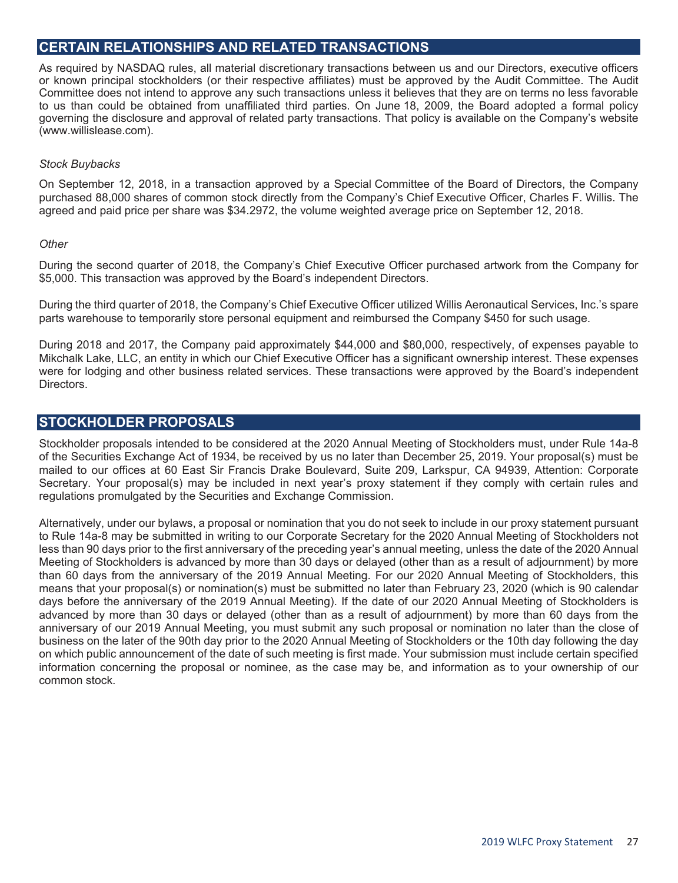## CERTAIN RELATIONSHIPS AND RELATED TRANSACTIONS

As required by NASDAQ rules, all material discretionary transactions between us and our Directors, executive officers or known principal stockholders (or their respective affiliates) must be approved by the Audit Committee. The Audit Committee does not intend to approve any such transactions unless it believes that they are on terms no less favorable to us than could be obtained from unaffiliated third parties. On June 18, 2009, the Board adopted a formal policy governing the disclosure and approval of related party transactions. That policy is available on the Company's website (www.willislease.com).

*Stock Buybacks*

On September 12, 2018, in a transaction approved by a Special Committee of the Board of Directors, the Company purchased 88,000 shares of common stock directly from the Company's Chief Executive Officer, Charles F. Willis. The agreed and paid price per share was $34.2972, the volume weighted average price on September 12, 2018.

*Other*

During the second quarter of 2018, the Company's Chief Executive Officer purchased artwork from the Company for $5,000. This transaction was approved by the Board's independent Directors.

During the third quarter of 2018, the Company's Chief Executive Officer utilized Willis Aeronautical Services, Inc.'s spare parts warehouse to temporarily store personal equipment and reimbursed the Company $450 for such usage.

During 2018 and 2017, the Company paid approximately $44,000 and $80,000, respectively, of expenses payable to Mikchalk Lake, LLC, an entity in which our Chief Executive Officer has a significant ownership interest. These expenses were for lodging and other business related services. These transactions were approved by the Board's independent Directors.

## STOCKHOLDER PROPOSALS

Stockholder proposals intended to be considered at the 2020 Annual Meeting of Stockholders must, under Rule 14a-8 of the Securities Exchange Act of 1934, be received by us no later than December 25, 2019. Your proposal(s) must be mailed to our offices at 60 East Sir Francis Drake Boulevard, Suite 209, Larkspur, CA 94939, Attention: Corporate Secretary. Your proposal(s) may be included in next year's proxy statement if they comply with certain rules and regulations promulgated by the Securities and Exchange Commission.

Alternatively, under our bylaws, a proposal or nomination that you do not seek to include in our proxy statement pursuant to Rule 14a-8 may be submitted in writing to our Corporate Secretary for the 2020 Annual Meeting of Stockholders not less than 90 days prior to the first anniversary of the preceding year's annual meeting, unless the date of the 2020 Annual Meeting of Stockholders is advanced by more than 30 days or delayed (other than as a result of adjournment) by more than 60 days from the anniversary of the 2019 Annual Meeting. For our 2020 Annual Meeting of Stockholders, this means that your proposal(s) or nomination(s) must be submitted no later than February 23, 2020 (which is 90 calendar days before the anniversary of the 2019 Annual Meeting). If the date of our 2020 Annual Meeting of Stockholders is advanced by more than 30 days or delayed (other than as a result of adjournment) by more than 60 days from the anniversary of our 2019 Annual Meeting, you must submit any such proposal or nomination no later than the close of business on the later of the 90th day prior to the 2020 Annual Meeting of Stockholders or the 10th day following the day on which public announcement of the date of such meeting is first made. Your submission must include certain specified information concerning the proposal or nominee, as the case may be, and information as to your ownership of our common stock.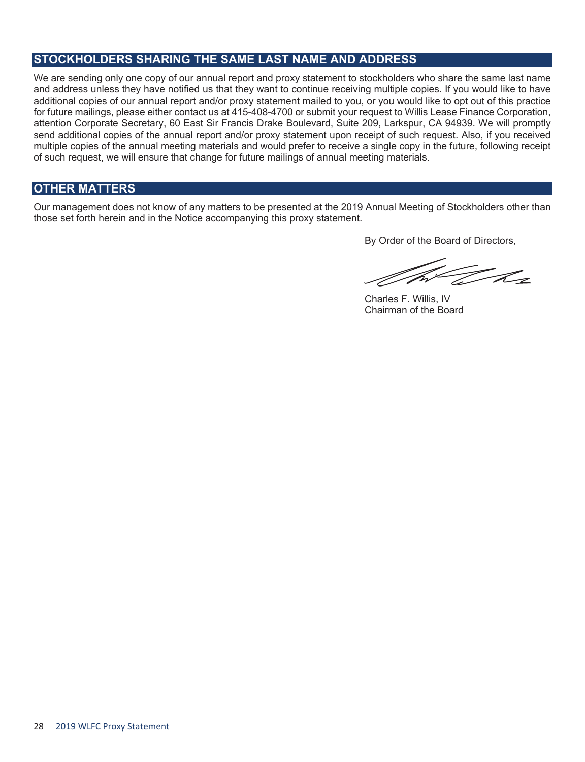## STOCKHOLDERS SHARING THE SAME LAST NAME AND ADDRESS

We are sending only one copy of our annual report and proxy statement to stockholders who share the same last name and address unless they have notified us that they want to continue receiving multiple copies. If you would like to have additional copies of our annual report and/or proxy statement mailed to you, or you would like to opt out of this practice for future mailings, please either contact us at 415-408-4700 or submit your request to Willis Lease Finance Corporation, attention Corporate Secretary, 60 East Sir Francis Drake Boulevard, Suite 209, Larkspur, CA 94939. We will promptly send additional copies of the annual report and/or proxy statement upon receipt of such request. Also, if you received multiple copies of the annual meeting materials and would prefer to receive a single copy in the future, following receipt of such request, we will ensure that change for future mailings of annual meeting materials.

## OTHER MATTERS

Our management does not know of any matters to be presented at the 2019 Annual Meeting of Stockholders other than those set forth herein and in the Notice accompanying this proxy statement.

By Order of the Board of Directors,

Charles F. Willis, IV
Chairman of the Board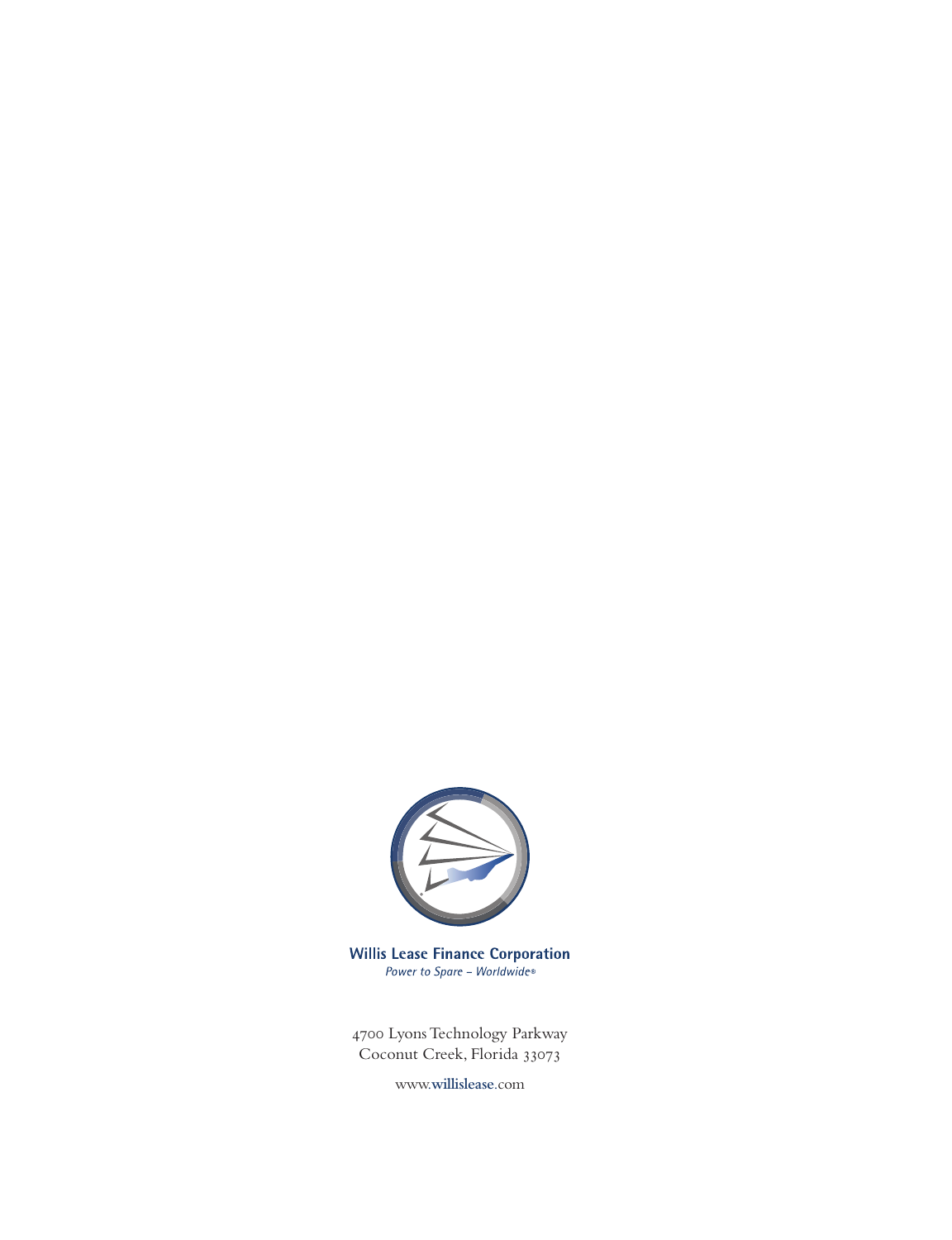**Willis Lease Finance Corporation**

*Power to Spare – Worldwide®*

4700 Lyons Technology Parkway
Coconut Creek, Florida 33073

www.willislease.com